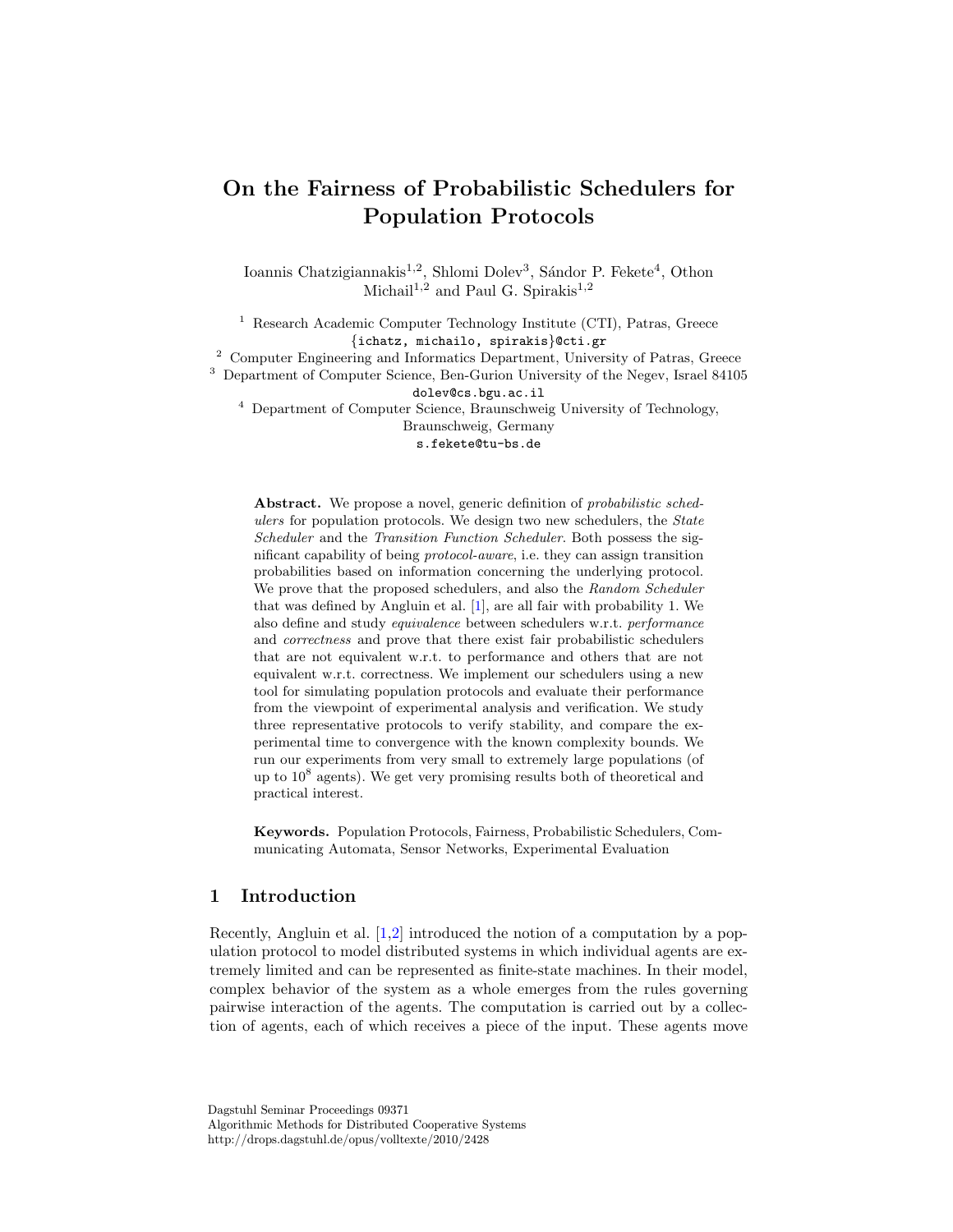# On the Fairness of Probabilistic Schedulers for Population Protocols

Ioannis Chatzigiannakis[1,2], Shlomi Dolev[3], Sándor P. Fekete[4], Othon Michail[1,2] and Paul G. Spirakis[1,2]

[1] Research Academic Computer Technology Institute (CTI), Patras, Greece
{ichatz, michailo, spirakis}@cti.gr

[2] Computer Engineering and Informatics Department, University of Patras, Greece

[3] Department of Computer Science, Ben-Gurion University of the Negev, Israel 84105
dolev@cs.bgu.ac.il

[4] Department of Computer Science, Braunschweig University of Technology, Braunschweig, Germany
s.fekete@tu-bs.de

**Abstract.** We propose a novel, generic definition of *probabilistic schedulers* for population protocols. We design two new schedulers, the *State Scheduler* and the *Transition Function Scheduler*. Both possess the significant capability of being *protocol-aware*, i.e. they can assign transition probabilities based on information concerning the underlying protocol. We prove that the proposed schedulers, and also the *Random Scheduler* that was defined by Angluin et al. [1], are all fair with probability 1. We also define and study *equivalence* between schedulers w.r.t. *performance* and *correctness* and prove that there exist fair probabilistic schedulers that are not equivalent w.r.t. to performance and others that are not equivalent w.r.t. correctness. We implement our schedulers using a new tool for simulating population protocols and evaluate their performance from the viewpoint of experimental analysis and verification. We study three representative protocols to verify stability, and compare the experimental time to convergence with the known complexity bounds. We run our experiments from very small to extremely large populations (of up to $10^8$ agents). We get very promising results both of theoretical and practical interest.

**Keywords.** Population Protocols, Fairness, Probabilistic Schedulers, Communicating Automata, Sensor Networks, Experimental Evaluation

## 1 Introduction

Recently, Angluin et al. [1,2] introduced the notion of a computation by a population protocol to model distributed systems in which individual agents are extremely limited and can be represented as finite-state machines. In their model, complex behavior of the system as a whole emerges from the rules governing pairwise interaction of the agents. The computation is carried out by a collection of agents, each of which receives a piece of the input. These agents move

Dagstuhl Seminar Proceedings 09371
Algorithmic Methods for Distributed Cooperative Systems
http://drops.dagstuhl.de/opus/volltexte/2010/2428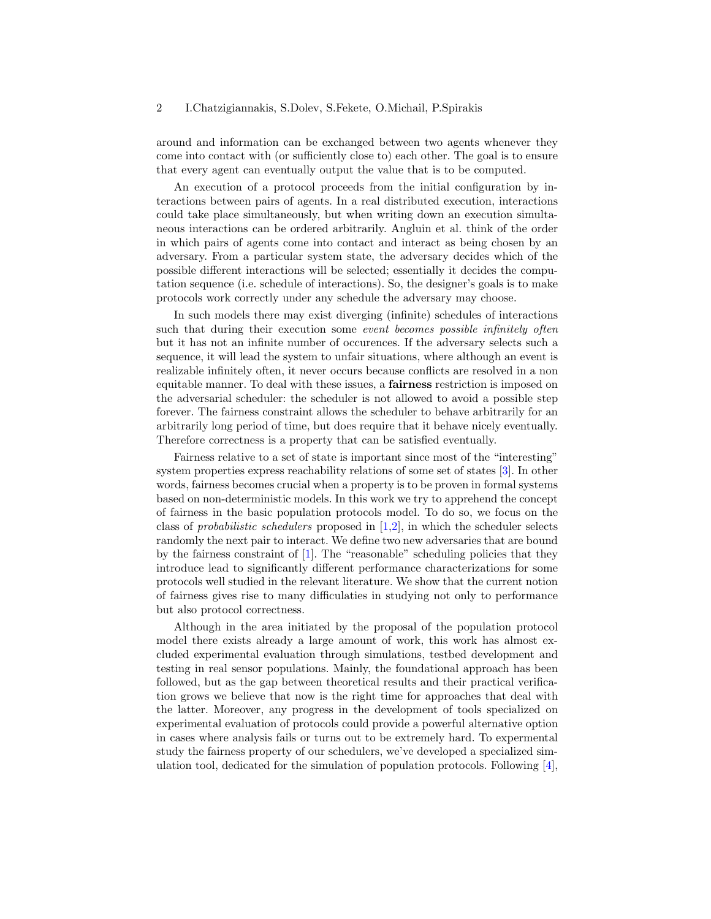around and information can be exchanged between two agents whenever they come into contact with (or sufficiently close to) each other. The goal is to ensure that every agent can eventually output the value that is to be computed.

An execution of a protocol proceeds from the initial configuration by interactions between pairs of agents. In a real distributed execution, interactions could take place simultaneously, but when writing down an execution simultaneous interactions can be ordered arbitrarily. Angluin et al. think of the order in which pairs of agents come into contact and interact as being chosen by an adversary. From a particular system state, the adversary decides which of the possible different interactions will be selected; essentially it decides the computation sequence (i.e. schedule of interactions). So, the designer's goals is to make protocols work correctly under any schedule the adversary may choose.

In such models there may exist diverging (infinite) schedules of interactions such that during their execution some *event becomes possible infinitely often* but it has not an infinite number of occurences. If the adversary selects such a sequence, it will lead the system to unfair situations, where although an event is realizable infinitely often, it never occurs because conflicts are resolved in a non equitable manner. To deal with these issues, a **fairness** restriction is imposed on the adversarial scheduler: the scheduler is not allowed to avoid a possible step forever. The fairness constraint allows the scheduler to behave arbitrarily for an arbitrarily long period of time, but does require that it behave nicely eventually. Therefore correctness is a property that can be satisfied eventually.

Fairness relative to a set of state is important since most of the "interesting" system properties express reachability relations of some set of states [3]. In other words, fairness becomes crucial when a property is to be proven in formal systems based on non-deterministic models. In this work we try to apprehend the concept of fairness in the basic population protocols model. To do so, we focus on the class of *probabilistic schedulers* proposed in [1,2], in which the scheduler selects randomly the next pair to interact. We define two new adversaries that are bound by the fairness constraint of [1]. The "reasonable" scheduling policies that they introduce lead to significantly different performance characterizations for some protocols well studied in the relevant literature. We show that the current notion of fairness gives rise to many difficulaties in studying not only to performance but also protocol correctness.

Although in the area initiated by the proposal of the population protocol model there exists already a large amount of work, this work has almost excluded experimental evaluation through simulations, testbed development and testing in real sensor populations. Mainly, the foundational approach has been followed, but as the gap between theoretical results and their practical verification grows we believe that now is the right time for approaches that deal with the latter. Moreover, any progress in the development of tools specialized on experimental evaluation of protocols could provide a powerful alternative option in cases where analysis fails or turns out to be extremely hard. To expermental study the fairness property of our schedulers, we've developed a specialized simulation tool, dedicated for the simulation of population protocols. Following [4],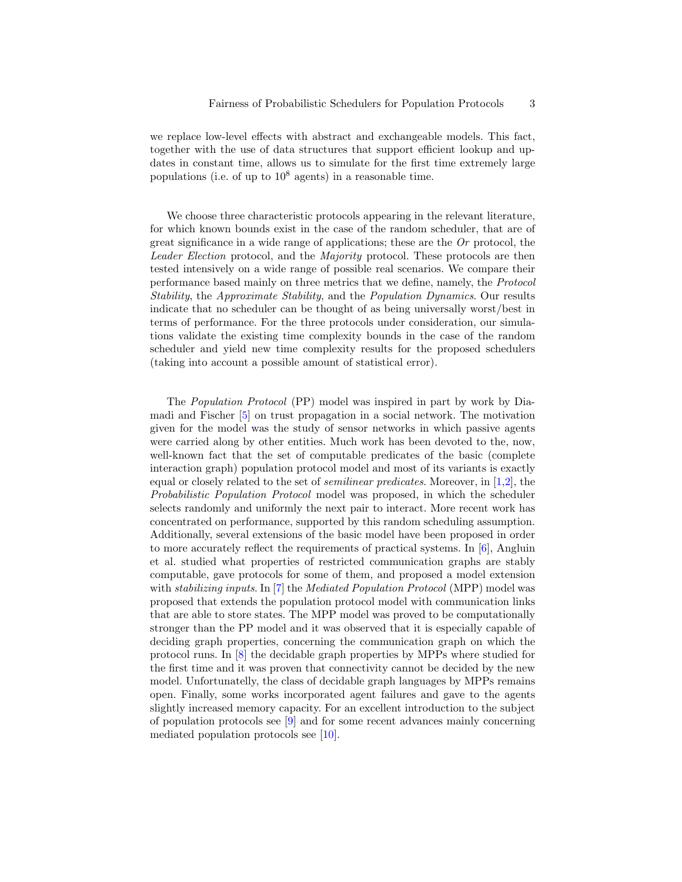we replace low-level effects with abstract and exchangeable models. This fact, together with the use of data structures that support efficient lookup and updates in constant time, allows us to simulate for the first time extremely large populations (i.e. of up to $10^8$ agents) in a reasonable time.

We choose three characteristic protocols appearing in the relevant literature, for which known bounds exist in the case of the random scheduler, that are of great significance in a wide range of applications; these are the *Or* protocol, the *Leader Election* protocol, and the *Majority* protocol. These protocols are then tested intensively on a wide range of possible real scenarios. We compare their performance based mainly on three metrics that we define, namely, the *Protocol Stability*, the *Approximate Stability*, and the *Population Dynamics*. Our results indicate that no scheduler can be thought of as being universally worst/best in terms of performance. For the three protocols under consideration, our simulations validate the existing time complexity bounds in the case of the random scheduler and yield new time complexity results for the proposed schedulers (taking into account a possible amount of statistical error).

The *Population Protocol* (PP) model was inspired in part by work by Diamadi and Fischer [5] on trust propagation in a social network. The motivation given for the model was the study of sensor networks in which passive agents were carried along by other entities. Much work has been devoted to the, now, well-known fact that the set of computable predicates of the basic (complete interaction graph) population protocol model and most of its variants is exactly equal or closely related to the set of *semilinear predicates*. Moreover, in [1,2], the *Probabilistic Population Protocol* model was proposed, in which the scheduler selects randomly and uniformly the next pair to interact. More recent work has concentrated on performance, supported by this random scheduling assumption. Additionally, several extensions of the basic model have been proposed in order to more accurately reflect the requirements of practical systems. In [6], Angluin et al. studied what properties of restricted communication graphs are stably computable, gave protocols for some of them, and proposed a model extension with *stabilizing inputs*. In [7] the *Mediated Population Protocol* (MPP) model was proposed that extends the population protocol model with communication links that are able to store states. The MPP model was proved to be computationally stronger than the PP model and it was observed that it is especially capable of deciding graph properties, concerning the communication graph on which the protocol runs. In [8] the decidable graph properties by MPPs where studied for the first time and it was proven that connectivity cannot be decided by the new model. Unfortunatelly, the class of decidable graph languages by MPPs remains open. Finally, some works incorporated agent failures and gave to the agents slightly increased memory capacity. For an excellent introduction to the subject of population protocols see [9] and for some recent advances mainly concerning mediated population protocols see [10].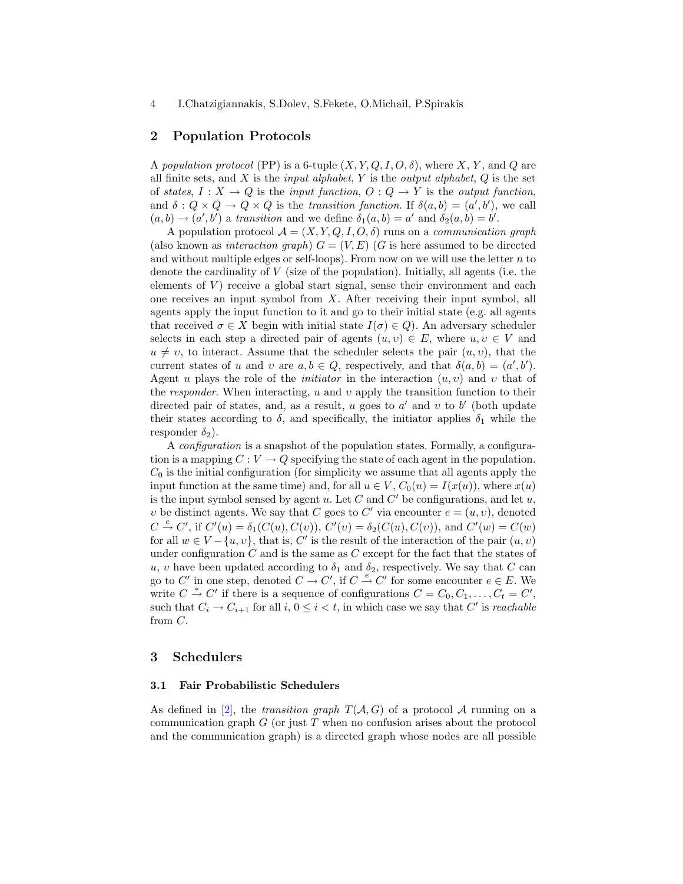## 2 Population Protocols

A *population protocol* (PP) is a 6-tuple $(X, Y, Q, I, O, \delta)$, where $X$, $Y$, and $Q$ are all finite sets, and $X$ is the *input alphabet*, $Y$ is the *output alphabet*, $Q$ is the set of *states*, $I : X \to Q$ is the *input function*, $O : Q \to Y$ is the *output function*, and $\delta : Q \times Q \to Q \times Q$ is the *transition function*. If $\delta(a, b) = (a', b')$, we call $(a, b) \to (a', b')$ a *transition* and we define $\delta_1(a, b) = a'$ and $\delta_2(a, b) = b'$.

A population protocol $\mathcal{A} = (X, Y, Q, I, O, \delta)$ runs on a *communication graph* (also known as *interaction graph*) $G = (V, E)$ ($G$ is here assumed to be directed and without multiple edges or self-loops). From now on we will use the letter $n$ to denote the cardinality of $V$ (size of the population). Initially, all agents (i.e. the elements of $V$) receive a global start signal, sense their environment and each one receives an input symbol from $X$. After receiving their input symbol, all agents apply the input function to it and go to their initial state (e.g. all agents that received $\sigma \in X$ begin with initial state $I(\sigma) \in Q$). An adversary scheduler selects in each step a directed pair of agents $(u, \upsilon) \in E$, where $u, \upsilon \in V$ and $u \neq \upsilon$, to interact. Assume that the scheduler selects the pair $(u, \upsilon)$, that the current states of $u$ and $\upsilon$ are $a, b \in Q$, respectively, and that $\delta(a, b) = (a', b')$. Agent $u$ plays the role of the *initiator* in the interaction $(u, \upsilon)$ and $\upsilon$ that of the *responder*. When interacting, $u$ and $\upsilon$ apply the transition function to their directed pair of states, and, as a result, $u$ goes to $a'$ and $\upsilon$ to $b'$ (both update their states according to $\delta$, and specifically, the initiator applies $\delta_1$ while the responder $\delta_2$).

A *configuration* is a snapshot of the population states. Formally, a configuration is a mapping $C : V \to Q$ specifying the state of each agent in the population. $C_0$ is the initial configuration (for simplicity we assume that all agents apply the input function at the same time) and, for all $u \in V$, $C_0(u) = I(x(u))$, where $x(u)$ is the input symbol sensed by agent $u$. Let $C$ and $C'$ be configurations, and let $u$, $\upsilon$ be distinct agents. We say that $C$ goes to $C'$ via encounter $e = (u, \upsilon)$, denoted $C \xrightarrow{e} C'$, if $C'(u) = \delta_1(C(u), C(\upsilon))$, $C'(\upsilon) = \delta_2(C(u), C(\upsilon))$, and $C'(w) = C(w)$ for all $w \in V - \{u, \upsilon\}$, that is, $C'$ is the result of the interaction of the pair $(u, \upsilon)$ under configuration $C$ and is the same as $C$ except for the fact that the states of $u$, $\upsilon$ have been updated according to $\delta_1$ and $\delta_2$, respectively. We say that $C$ can go to $C'$ in one step, denoted $C \to C'$, if $C \xrightarrow{e} C'$ for some encounter $e \in E$. We write $C \xrightarrow{*} C'$ if there is a sequence of configurations $C = C_0, C_1, \ldots, C_t = C'$, such that $C_i \to C_{i+1}$ for all $i$, $0 \leq i < t$, in which case we say that $C'$ is *reachable* from $C$.

## 3 Schedulers

### 3.1 Fair Probabilistic Schedulers

As defined in [2], the *transition graph* $T(\mathcal{A}, G)$ of a protocol $\mathcal{A}$ running on a communication graph $G$ (or just $T$ when no confusion arises about the protocol and the communication graph) is a directed graph whose nodes are all possible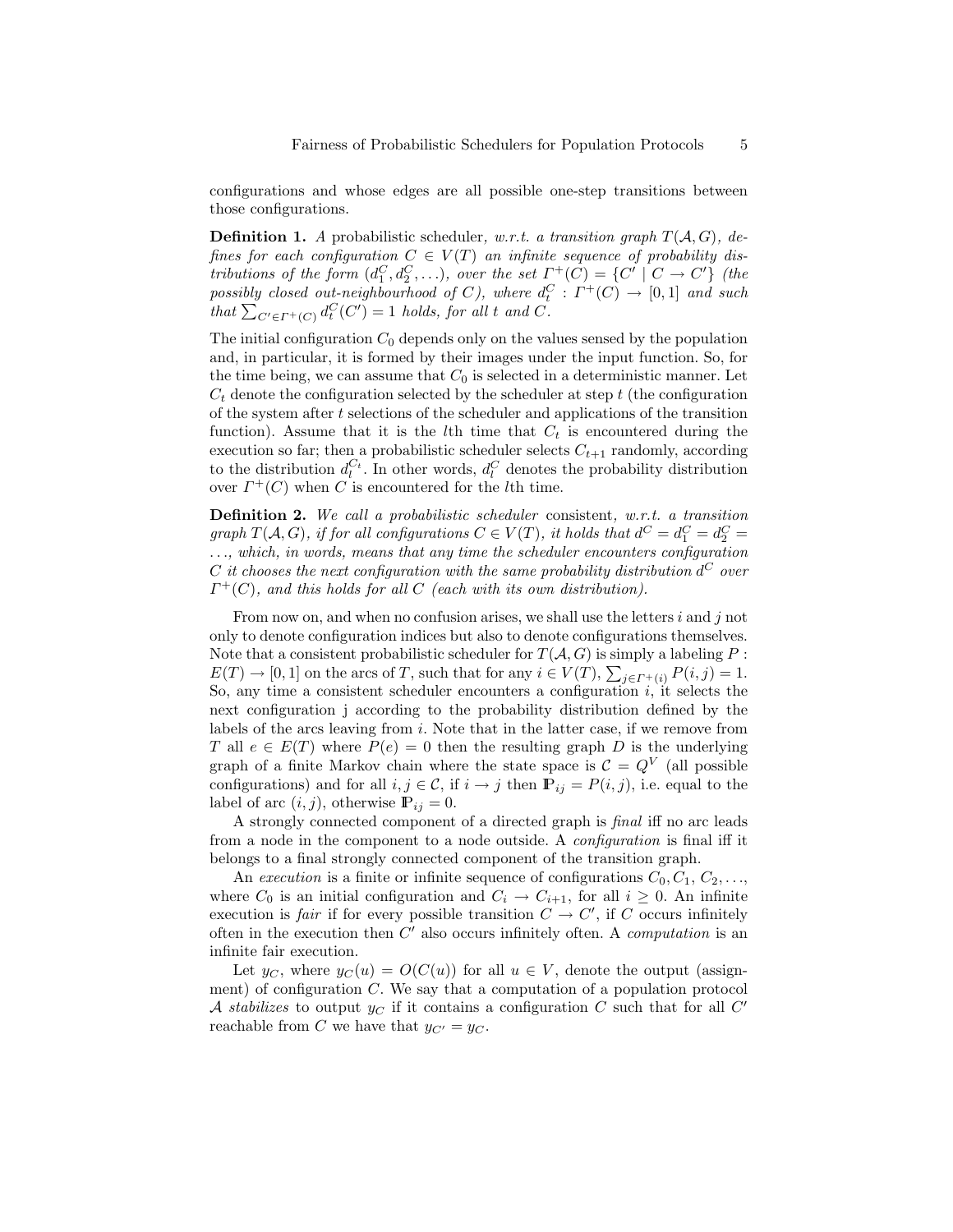configurations and whose edges are all possible one-step transitions between those configurations.

**Definition 1.** *A* probabilistic scheduler*, w.r.t. a transition graph $T(\mathcal{A}, G)$, defines for each configuration $C \in V(T)$ an infinite sequence of probability distributions of the form $(d_1^C, d_2^C, \ldots)$, over the set $\Gamma^+(C) = \{C' \mid C \to C'\}$ (the possibly closed out-neighbourhood of $C$), where $d_t^C : \Gamma^+(C) \to [0,1]$ and such that $\sum_{C' \in \Gamma^+(C)} d_t^C(C') = 1$ holds, for all $t$ and $C$.*

The initial configuration $C_0$ depends only on the values sensed by the population and, in particular, it is formed by their images under the input function. So, for the time being, we can assume that $C_0$ is selected in a deterministic manner. Let $C_t$ denote the configuration selected by the scheduler at step $t$ (the configuration of the system after $t$ selections of the scheduler and applications of the transition function). Assume that it is the $l$th time that $C_t$ is encountered during the execution so far; then a probabilistic scheduler selects $C_{t+1}$ randomly, according to the distribution $d_l^{C_t}$. In other words, $d_l^C$ denotes the probability distribution over $\Gamma^+(C)$ when $C$ is encountered for the $l$th time.

**Definition 2.** *We call a probabilistic scheduler* consistent*, w.r.t. a transition graph $T(\mathcal{A}, G)$, if for all configurations $C \in V(T)$, it holds that $d^C = d_1^C = d_2^C = \ldots$, which, in words, means that any time the scheduler encounters configuration $C$ it chooses the next configuration with the same probability distribution $d^C$ over $\Gamma^+(C)$, and this holds for all $C$ (each with its own distribution).*

From now on, and when no confusion arises, we shall use the letters $i$ and $j$ not only to denote configuration indices but also to denote configurations themselves. Note that a consistent probabilistic scheduler for $T(\mathcal{A}, G)$ is simply a labeling $P : E(T) \to [0,1]$ on the arcs of $T$, such that for any $i \in V(T)$, $\sum_{j \in \Gamma^+(i)} P(i,j) = 1$. So, any time a consistent scheduler encounters a configuration $i$, it selects the next configuration j according to the probability distribution defined by the labels of the arcs leaving from $i$. Note that in the latter case, if we remove from $T$ all $e \in E(T)$ where $P(e) = 0$ then the resulting graph $D$ is the underlying graph of a finite Markov chain where the state space is $\mathcal{C} = Q^V$ (all possible configurations) and for all $i, j \in \mathcal{C}$, if $i \to j$ then $\mathbb{P}_{ij} = P(i,j)$, i.e. equal to the label of arc $(i,j)$, otherwise $\mathbb{P}_{ij} = 0$.

A strongly connected component of a directed graph is *final* iff no arc leads from a node in the component to a node outside. A *configuration* is final iff it belongs to a final strongly connected component of the transition graph.

An *execution* is a finite or infinite sequence of configurations $C_0, C_1, C_2, \ldots$, where $C_0$ is an initial configuration and $C_i \to C_{i+1}$, for all $i \geq 0$. An infinite execution is *fair* if for every possible transition $C \to C'$, if $C$ occurs infinitely often in the execution then $C'$ also occurs infinitely often. A *computation* is an infinite fair execution.

Let $y_C$, where $y_C(u) = O(C(u))$ for all $u \in V$, denote the output (assignment) of configuration $C$. We say that a computation of a population protocol $\mathcal{A}$ *stabilizes* to output $y_C$ if it contains a configuration $C$ such that for all $C'$ reachable from $C$ we have that $y_{C'} = y_C$.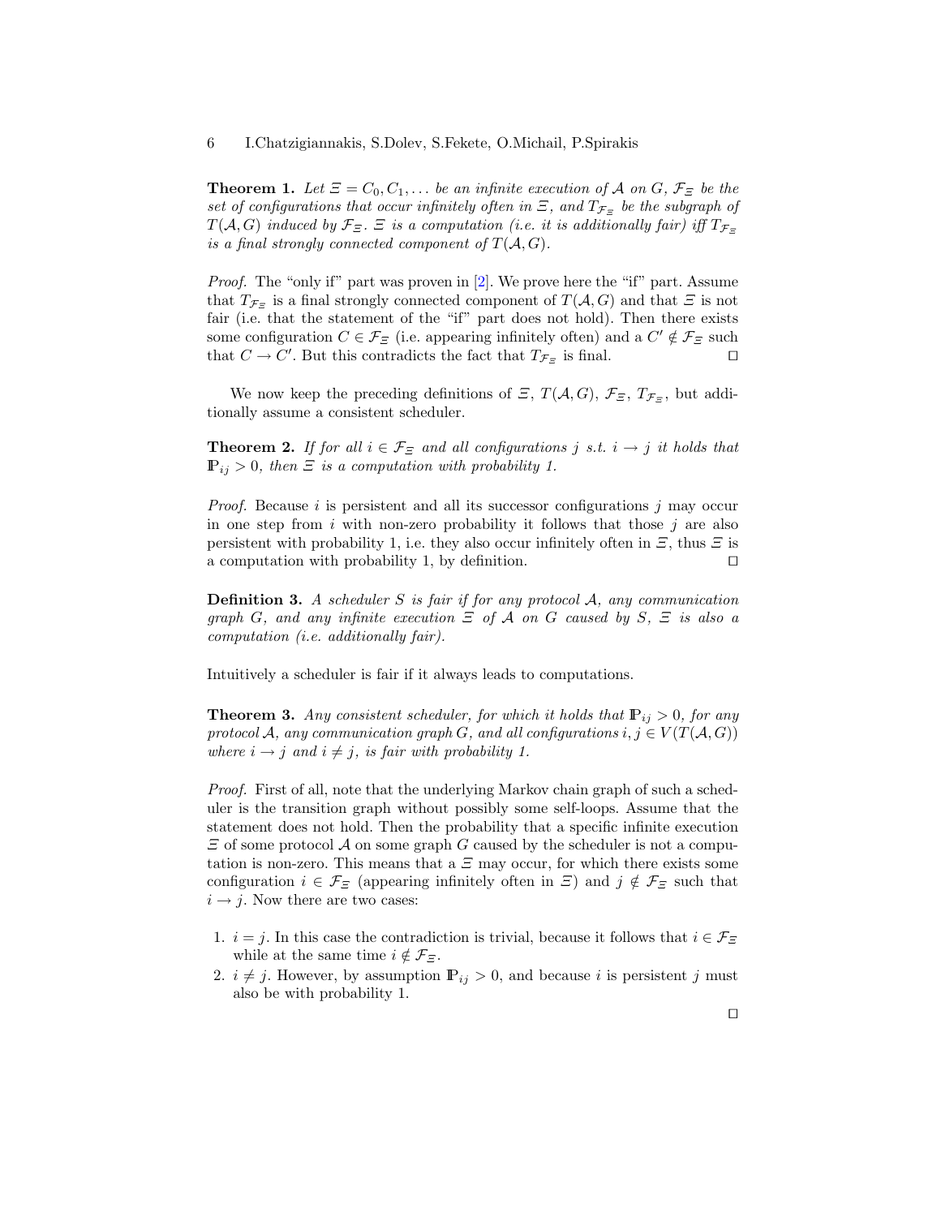**Theorem 1.** *Let $\Xi = C_0, C_1, \ldots$ be an infinite execution of $\mathcal{A}$ on $G$, $\mathcal{F}_\Xi$ be the set of configurations that occur infinitely often in $\Xi$, and $T_{\mathcal{F}_\Xi}$ be the subgraph of $T(\mathcal{A}, G)$ induced by $\mathcal{F}_\Xi$. $\Xi$ is a computation (i.e. it is additionally fair) iff $T_{\mathcal{F}_\Xi}$ is a final strongly connected component of $T(\mathcal{A}, G)$.*

*Proof.* The "only if" part was proven in [2]. We prove here the "if" part. Assume that $T_{\mathcal{F}_\Xi}$ is a final strongly connected component of $T(\mathcal{A}, G)$ and that $\Xi$ is not fair (i.e. that the statement of the "if" part does not hold). Then there exists some configuration $C \in \mathcal{F}_\Xi$ (i.e. appearing infinitely often) and a $C' \notin \mathcal{F}_\Xi$ such that $C \to C'$. But this contradicts the fact that $T_{\mathcal{F}_\Xi}$ is final. ◻

We now keep the preceding definitions of $\Xi$, $T(\mathcal{A}, G)$, $\mathcal{F}_\Xi$, $T_{\mathcal{F}_\Xi}$, but additionally assume a consistent scheduler.

**Theorem 2.** *If for all $i \in \mathcal{F}_\Xi$ and all configurations $j$ s.t. $i \to j$ it holds that $\mathbb{P}_{ij} > 0$, then $\Xi$ is a computation with probability 1.*

*Proof.* Because $i$ is persistent and all its successor configurations $j$ may occur in one step from $i$ with non-zero probability it follows that those $j$ are also persistent with probability 1, i.e. they also occur infinitely often in $\Xi$, thus $\Xi$ is a computation with probability 1, by definition. ◻

**Definition 3.** *A scheduler $S$ is fair if for any protocol $\mathcal{A}$, any communication graph $G$, and any infinite execution $\Xi$ of $\mathcal{A}$ on $G$ caused by $S$, $\Xi$ is also a computation (i.e. additionally fair).*

Intuitively a scheduler is fair if it always leads to computations.

**Theorem 3.** *Any consistent scheduler, for which it holds that $\mathbb{P}_{ij} > 0$, for any protocol $\mathcal{A}$, any communication graph $G$, and all configurations $i, j \in V(T(\mathcal{A}, G))$ where $i \to j$ and $i \neq j$, is fair with probability 1.*

*Proof.* First of all, note that the underlying Markov chain graph of such a scheduler is the transition graph without possibly some self-loops. Assume that the statement does not hold. Then the probability that a specific infinite execution $\Xi$ of some protocol $\mathcal{A}$ on some graph $G$ caused by the scheduler is not a computation is non-zero. This means that a $\Xi$ may occur, for which there exists some configuration $i \in \mathcal{F}_\Xi$ (appearing infinitely often in $\Xi$) and $j \notin \mathcal{F}_\Xi$ such that $i \to j$. Now there are two cases:

1. $i = j$. In this case the contradiction is trivial, because it follows that $i \in \mathcal{F}_\Xi$ while at the same time $i \notin \mathcal{F}_\Xi$.
2. $i \neq j$. However, by assumption $\mathbb{P}_{ij} > 0$, and because $i$ is persistent $j$ must also be with probability 1.

◻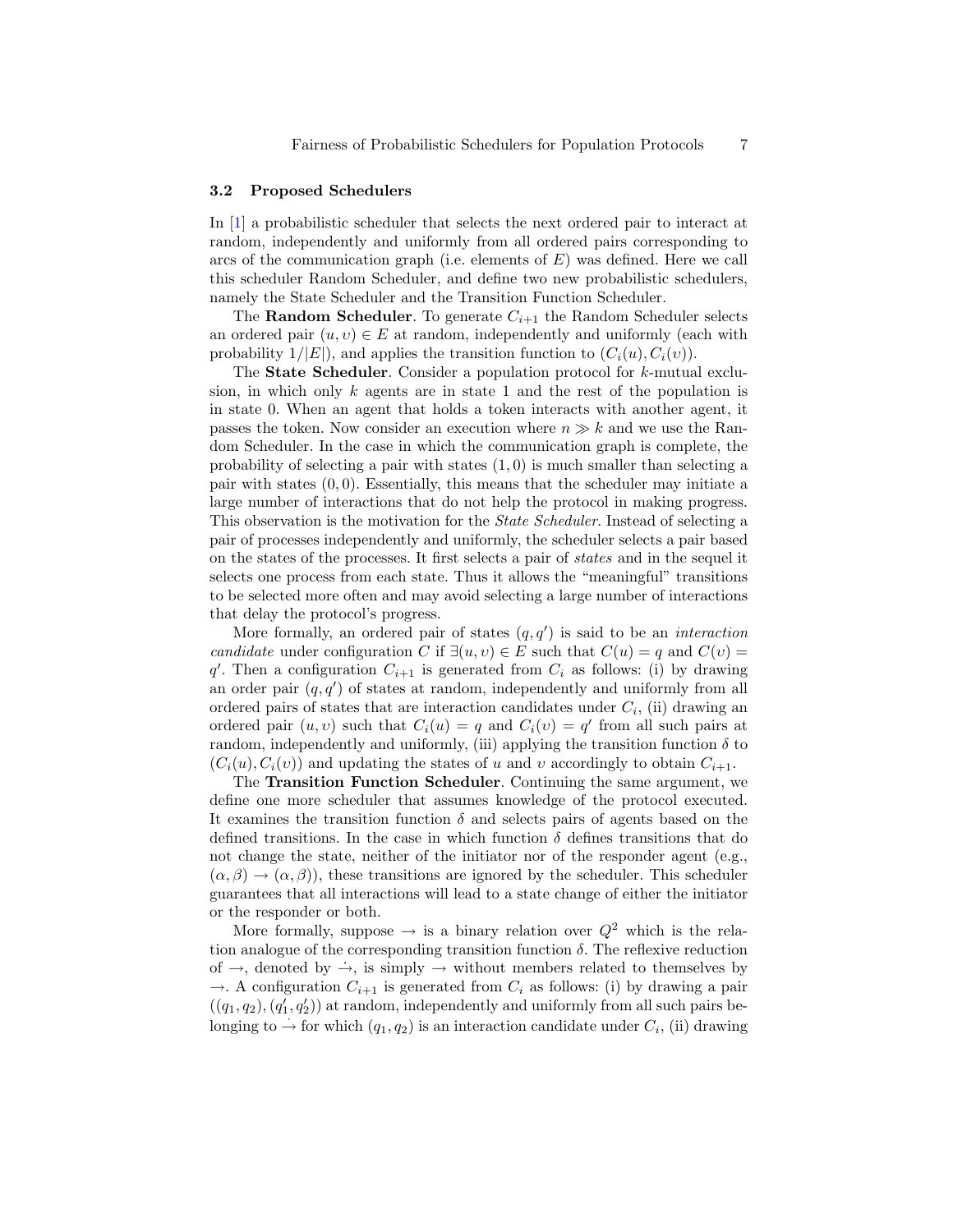### 3.2 Proposed Schedulers

In [1] a probabilistic scheduler that selects the next ordered pair to interact at random, independently and uniformly from all ordered pairs corresponding to arcs of the communication graph (i.e. elements of $E$) was defined. Here we call this scheduler Random Scheduler, and define two new probabilistic schedulers, namely the State Scheduler and the Transition Function Scheduler.

The **Random Scheduler**. To generate $C_{i+1}$ the Random Scheduler selects an ordered pair $(u, v) \in E$ at random, independently and uniformly (each with probability $1/|E|$), and applies the transition function to $(C_i(u), C_i(v))$.

The **State Scheduler**. Consider a population protocol for $k$-mutual exclusion, in which only $k$ agents are in state 1 and the rest of the population is in state 0. When an agent that holds a token interacts with another agent, it passes the token. Now consider an execution where $n \gg k$ and we use the Random Scheduler. In the case in which the communication graph is complete, the probability of selecting a pair with states $(1, 0)$ is much smaller than selecting a pair with states $(0, 0)$. Essentially, this means that the scheduler may initiate a large number of interactions that do not help the protocol in making progress. This observation is the motivation for the *State Scheduler*. Instead of selecting a pair of processes independently and uniformly, the scheduler selects a pair based on the states of the processes. It first selects a pair of *states* and in the sequel it selects one process from each state. Thus it allows the "meaningful" transitions to be selected more often and may avoid selecting a large number of interactions that delay the protocol's progress.

More formally, an ordered pair of states $(q, q')$ is said to be an *interaction candidate* under configuration $C$ if $\exists (u, v) \in E$ such that $C(u) = q$ and $C(v) = q'$. Then a configuration $C_{i+1}$ is generated from $C_i$ as follows: (i) by drawing an order pair $(q, q')$ of states at random, independently and uniformly from all ordered pairs of states that are interaction candidates under $C_i$, (ii) drawing an ordered pair $(u, v)$ such that $C_i(u) = q$ and $C_i(v) = q'$ from all such pairs at random, independently and uniformly, (iii) applying the transition function $\delta$ to $(C_i(u), C_i(v))$ and updating the states of $u$ and $v$ accordingly to obtain $C_{i+1}$.

The **Transition Function Scheduler**. Continuing the same argument, we define one more scheduler that assumes knowledge of the protocol executed. It examines the transition function $\delta$ and selects pairs of agents based on the defined transitions. In the case in which function $\delta$ defines transitions that do not change the state, neither of the initiator nor of the responder agent (e.g., $(\alpha, \beta) \to (\alpha, \beta)$), these transitions are ignored by the scheduler. This scheduler guarantees that all interactions will lead to a state change of either the initiator or the responder or both.

More formally, suppose $\to$ is a binary relation over $Q^2$ which is the relation analogue of the corresponding transition function $\delta$. The reflexive reduction of $\to$, denoted by $\dot{\to}$, is simply $\to$ without members related to themselves by $\to$. A configuration $C_{i+1}$ is generated from $C_i$ as follows: (i) by drawing a pair $((q_1, q_2), (q_1', q_2'))$ at random, independently and uniformly from all such pairs belonging to $\dot{\to}$ for which $(q_1, q_2)$ is an interaction candidate under $C_i$, (ii) drawing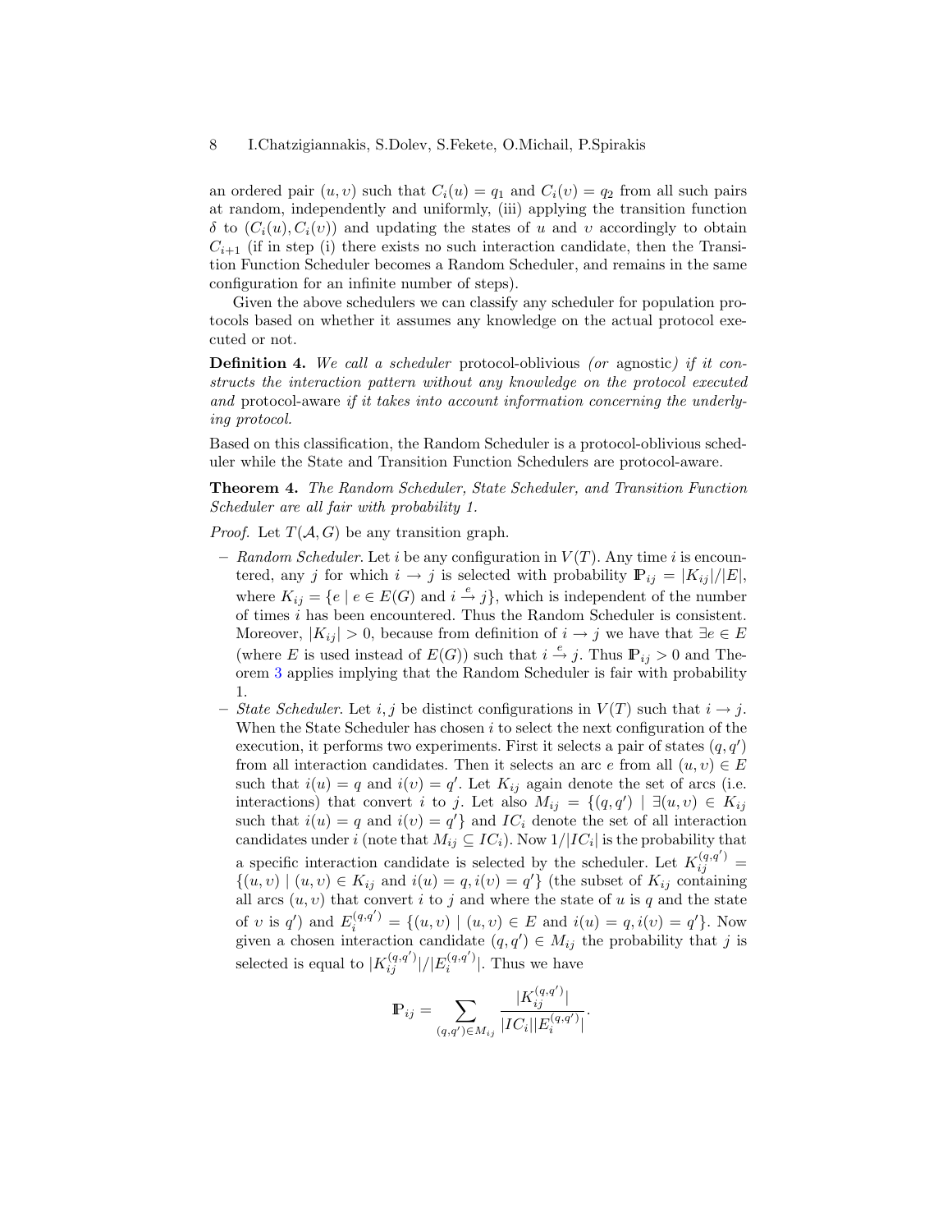an ordered pair $(u, \upsilon)$ such that $C_i(u) = q_1$ and $C_i(\upsilon) = q_2$ from all such pairs at random, independently and uniformly, (iii) applying the transition function $\delta$ to $(C_i(u), C_i(\upsilon))$ and updating the states of $u$ and $\upsilon$ accordingly to obtain $C_{i+1}$ (if in step (i) there exists no such interaction candidate, then the Transition Function Scheduler becomes a Random Scheduler, and remains in the same configuration for an infinite number of steps).

Given the above schedulers we can classify any scheduler for population protocols based on whether it assumes any knowledge on the actual protocol executed or not.

**Definition 4.** *We call a scheduler* protocol-oblivious *(or* agnostic*) if it constructs the interaction pattern without any knowledge on the protocol executed and* protocol-aware *if it takes into account information concerning the underlying protocol.*

Based on this classification, the Random Scheduler is a protocol-oblivious scheduler while the State and Transition Function Schedulers are protocol-aware.

**Theorem 4.** *The Random Scheduler, State Scheduler, and Transition Function Scheduler are all fair with probability 1.*

*Proof.* Let $T(\mathcal{A}, G)$ be any transition graph.

- *Random Scheduler*. Let $i$ be any configuration in $V(T)$. Any time $i$ is encountered, any $j$ for which $i \to j$ is selected with probability $\mathbb{P}_{ij} = |K_{ij}|/|E|$, where $K_{ij} = \{e \mid e \in E(G) \text{ and } i \xrightarrow{e} j\}$, which is independent of the number of times $i$ has been encountered. Thus the Random Scheduler is consistent. Moreover, $|K_{ij}| > 0$, because from definition of $i \to j$ we have that $\exists e \in E$ (where $E$ is used instead of $E(G)$) such that $i \xrightarrow{e} j$. Thus $\mathbb{P}_{ij} > 0$ and Theorem 3 applies implying that the Random Scheduler is fair with probability 1.
- *State Scheduler*. Let $i, j$ be distinct configurations in $V(T)$ such that $i \to j$. When the State Scheduler has chosen $i$ to select the next configuration of the execution, it performs two experiments. First it selects a pair of states $(q, q')$ from all interaction candidates. Then it selects an arc $e$ from all $(u, \upsilon) \in E$ such that $i(u) = q$ and $i(\upsilon) = q'$. Let $K_{ij}$ again denote the set of arcs (i.e. interactions) that convert $i$ to $j$. Let also $M_{ij} = \{(q, q') \mid \exists (u, \upsilon) \in K_{ij}$ such that $i(u) = q$ and $i(\upsilon) = q'\}$ and $IC_i$ denote the set of all interaction candidates under $i$ (note that $M_{ij} \subseteq IC_i$). Now $1/|IC_i|$ is the probability that a specific interaction candidate is selected by the scheduler. Let $K_{ij}^{(q,q')} = \{(u, \upsilon) \mid (u, \upsilon) \in K_{ij} \text{ and } i(u) = q, i(\upsilon) = q'\}$ (the subset of $K_{ij}$ containing all arcs $(u, \upsilon)$ that convert $i$ to $j$ and where the state of $u$ is $q$ and the state of $\upsilon$ is $q'$) and $E_i^{(q,q')} = \{(u, \upsilon) \mid (u, \upsilon) \in E \text{ and } i(u) = q, i(\upsilon) = q'\}$. Now given a chosen interaction candidate $(q, q') \in M_{ij}$ the probability that $j$ is selected is equal to $|K_{ij}^{(q,q')}|/|E_i^{(q,q')}|$. Thus we have

$$\mathbb{P}_{ij} = \sum_{(q,q') \in M_{ij}} \frac{|K_{ij}^{(q,q')}|}{|IC_i||E_i^{(q,q')}|}.$$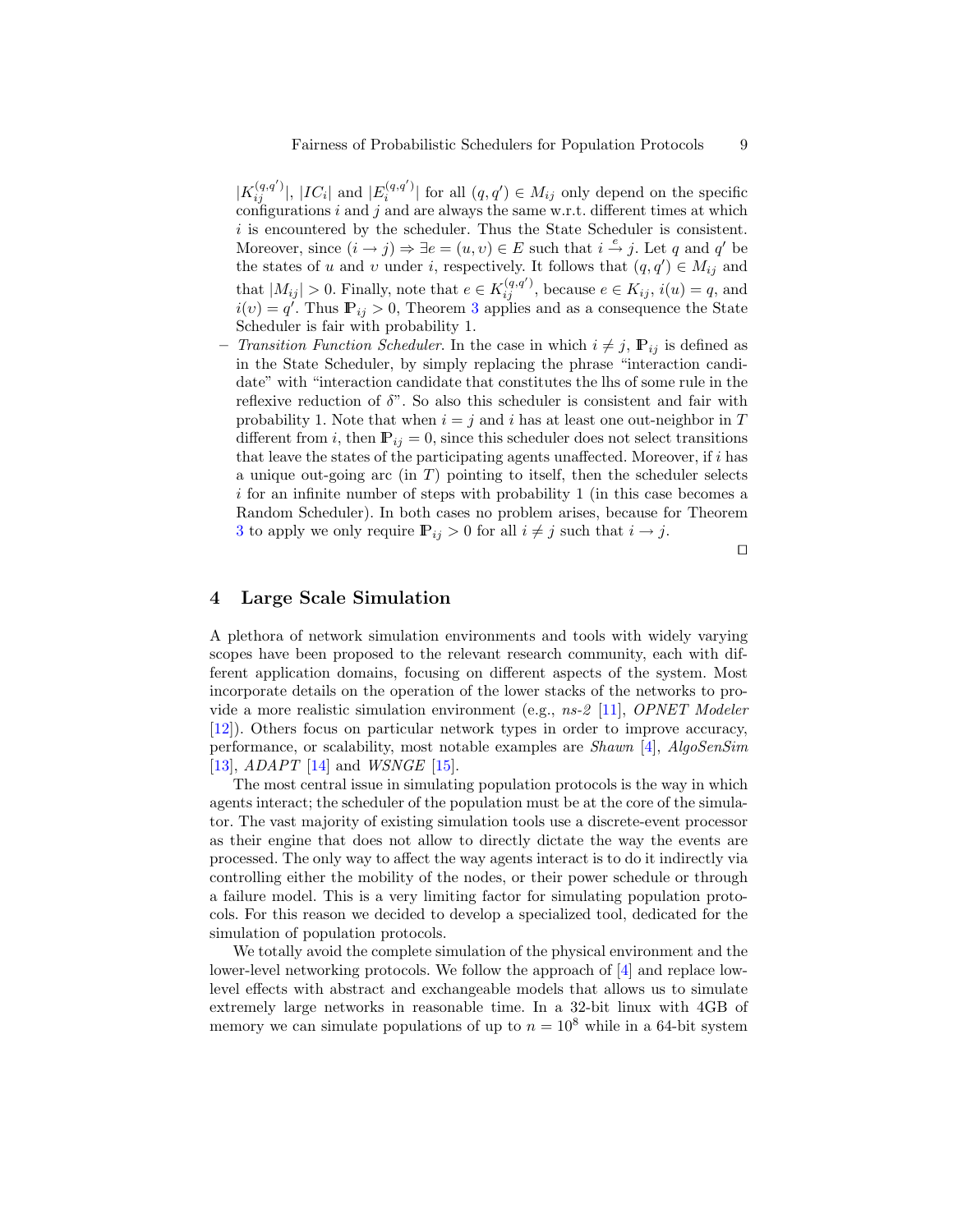$|K_{ij}^{(q,q')}|$, $|IC_i|$ and $|E_i^{(q,q')}|$ for all $(q,q') \in M_{ij}$ only depend on the specific configurations $i$ and $j$ and are always the same w.r.t. different times at which $i$ is encountered by the scheduler. Thus the State Scheduler is consistent. Moreover, since $(i \to j) \Rightarrow \exists e = (u,v) \in E$ such that $i \xrightarrow{e} j$. Let $q$ and $q'$ be the states of $u$ and $v$ under $i$, respectively. It follows that $(q,q') \in M_{ij}$ and that $|M_{ij}| > 0$. Finally, note that $e \in K_{ij}^{(q,q')}$, because $e \in K_{ij}$, $i(u) = q$, and $i(v) = q'$. Thus $\mathbb{P}_{ij} > 0$, Theorem 3 applies and as a consequence the State Scheduler is fair with probability 1.

- *Transition Function Scheduler*. In the case in which $i \neq j$, $\mathbb{P}_{ij}$ is defined as in the State Scheduler, by simply replacing the phrase "interaction candidate" with "interaction candidate that constitutes the lhs of some rule in the reflexive reduction of $\delta$". So also this scheduler is consistent and fair with probability 1. Note that when $i = j$ and $i$ has at least one out-neighbor in $T$ different from $i$, then $\mathbb{P}_{ij} = 0$, since this scheduler does not select transitions that leave the states of the participating agents unaffected. Moreover, if $i$ has a unique out-going arc (in $T$) pointing to itself, then the scheduler selects $i$ for an infinite number of steps with probability 1 (in this case becomes a Random Scheduler). In both cases no problem arises, because for Theorem 3 to apply we only require $\mathbb{P}_{ij} > 0$ for all $i \neq j$ such that $i \to j$.

$\square$

## 4 Large Scale Simulation

A plethora of network simulation environments and tools with widely varying scopes have been proposed to the relevant research community, each with different application domains, focusing on different aspects of the system. Most incorporate details on the operation of the lower stacks of the networks to provide a more realistic simulation environment (e.g., *ns-2* [11], *OPNET Modeler* [12]). Others focus on particular network types in order to improve accuracy, performance, or scalability, most notable examples are *Shawn* [4], *AlgoSenSim* [13], *ADAPT* [14] and *WSNGE* [15].

The most central issue in simulating population protocols is the way in which agents interact; the scheduler of the population must be at the core of the simulator. The vast majority of existing simulation tools use a discrete-event processor as their engine that does not allow to directly dictate the way the events are processed. The only way to affect the way agents interact is to do it indirectly via controlling either the mobility of the nodes, or their power schedule or through a failure model. This is a very limiting factor for simulating population protocols. For this reason we decided to develop a specialized tool, dedicated for the simulation of population protocols.

We totally avoid the complete simulation of the physical environment and the lower-level networking protocols. We follow the approach of [4] and replace low-level effects with abstract and exchangeable models that allows us to simulate extremely large networks in reasonable time. In a 32-bit linux with 4GB of memory we can simulate populations of up to $n = 10^8$ while in a 64-bit system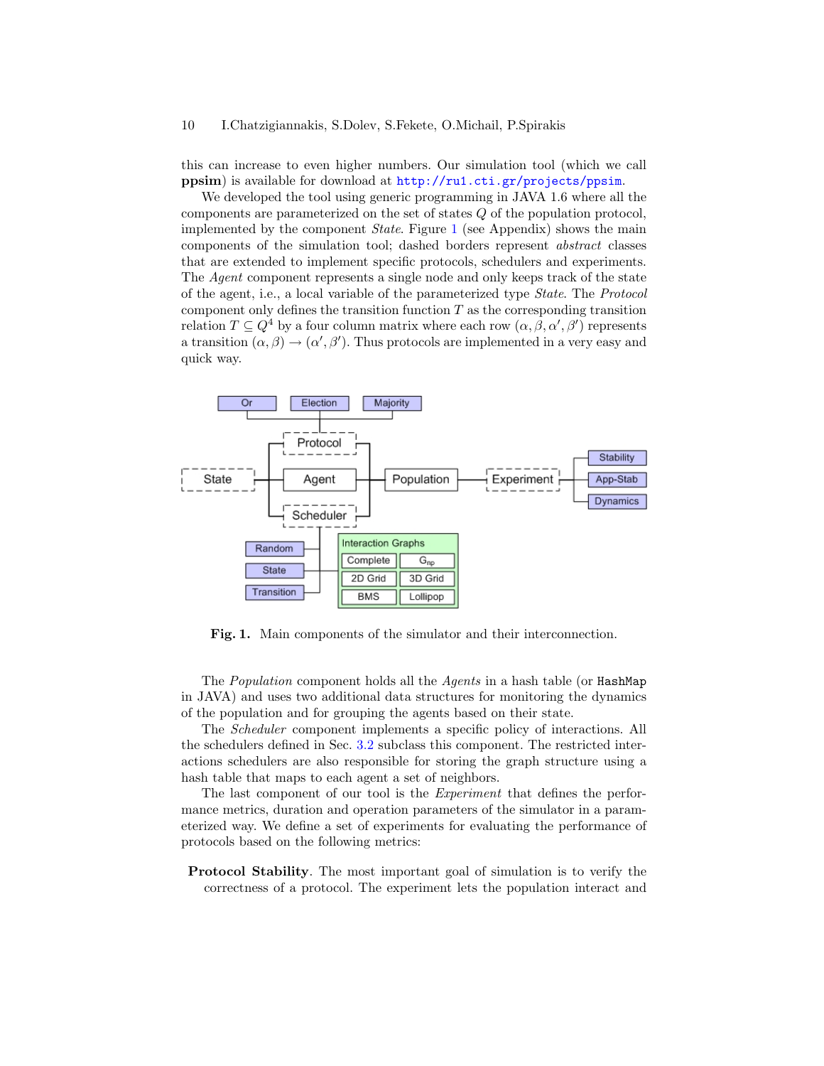this can increase to even higher numbers. Our simulation tool (which we call **ppsim**) is available for download at http://ru1.cti.gr/projects/ppsim.

We developed the tool using generic programming in JAVA 1.6 where all the components are parameterized on the set of states $Q$ of the population protocol, implemented by the component *State*. Figure 1 (see Appendix) shows the main components of the simulation tool; dashed borders represent *abstract* classes that are extended to implement specific protocols, schedulers and experiments. The *Agent* component represents a single node and only keeps track of the state of the agent, i.e., a local variable of the parameterized type *State*. The *Protocol* component only defines the transition function $T$ as the corresponding transition relation $T \subseteq Q^4$ by a four column matrix where each row $(\alpha, \beta, \alpha', \beta')$ represents a transition $(\alpha, \beta) \to (\alpha', \beta')$. Thus protocols are implemented in a very easy and quick way.

**Fig. 1.** Main components of the simulator and their interconnection.

The *Population* component holds all the *Agents* in a hash table (or `HashMap` in JAVA) and uses two additional data structures for monitoring the dynamics of the population and for grouping the agents based on their state.

The *Scheduler* component implements a specific policy of interactions. All the schedulers defined in Sec. 3.2 subclass this component. The restricted interactions schedulers are also responsible for storing the graph structure using a hash table that maps to each agent a set of neighbors.

The last component of our tool is the *Experiment* that defines the performance metrics, duration and operation parameters of the simulator in a parameterized way. We define a set of experiments for evaluating the performance of protocols based on the following metrics:

**Protocol Stability**. The most important goal of simulation is to verify the correctness of a protocol. The experiment lets the population interact and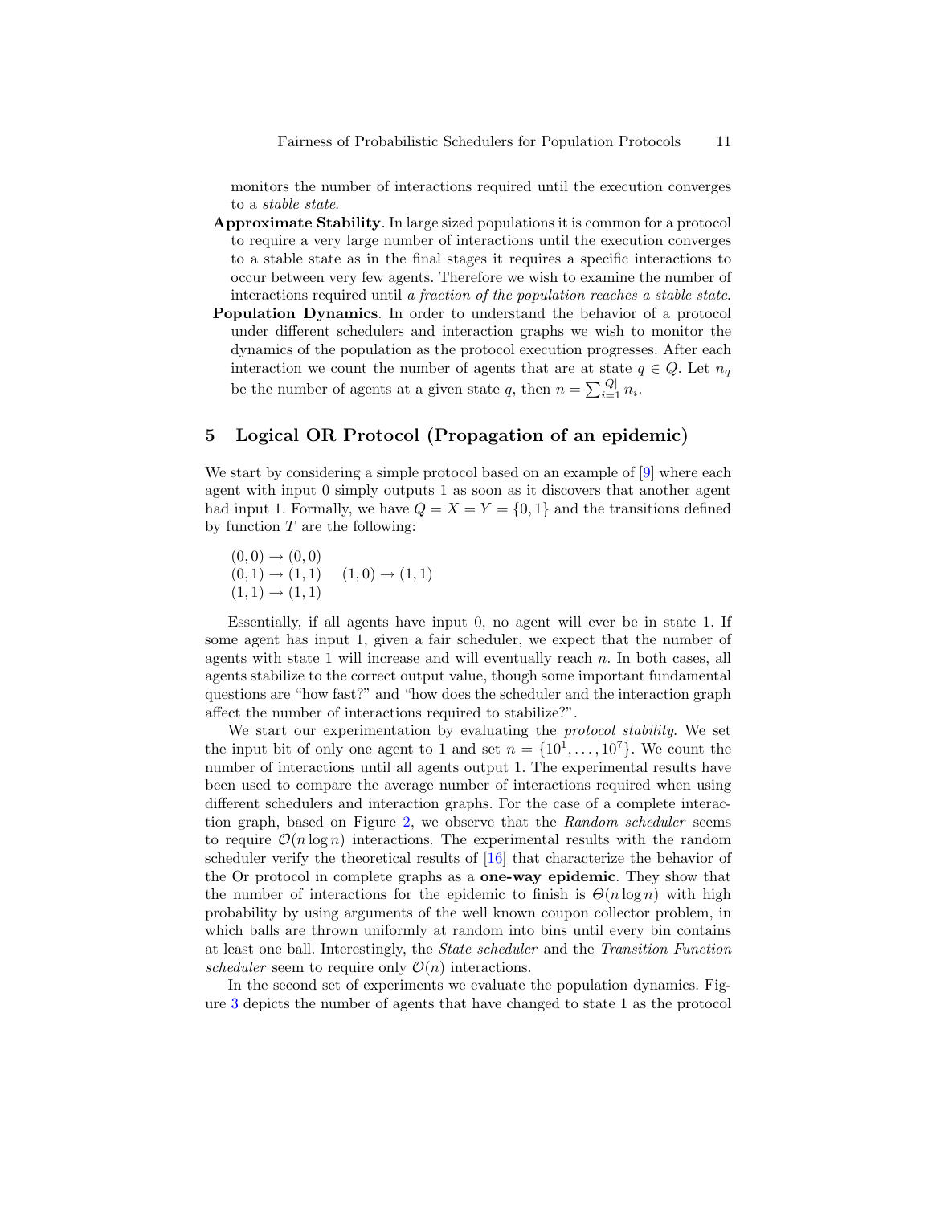monitors the number of interactions required until the execution converges to a *stable state*.

**Approximate Stability**. In large sized populations it is common for a protocol to require a very large number of interactions until the execution converges to a stable state as in the final stages it requires a specific interactions to occur between very few agents. Therefore we wish to examine the number of interactions required until *a fraction of the population reaches a stable state*.

**Population Dynamics**. In order to understand the behavior of a protocol under different schedulers and interaction graphs we wish to monitor the dynamics of the population as the protocol execution progresses. After each interaction we count the number of agents that are at state $q \in Q$. Let $n_q$ be the number of agents at a given state $q$, then $n = \sum_{i=1}^{|Q|} n_i$.

## 5 Logical OR Protocol (Propagation of an epidemic)

We start by considering a simple protocol based on an example of [9] where each agent with input 0 simply outputs 1 as soon as it discovers that another agent had input 1. Formally, we have $Q = X = Y = \{0, 1\}$ and the transitions defined by function $T$ are the following:

$(0, 0) \rightarrow (0, 0)$
$(0, 1) \rightarrow (1, 1) \quad (1, 0) \rightarrow (1, 1)$
$(1, 1) \rightarrow (1, 1)$

Essentially, if all agents have input 0, no agent will ever be in state 1. If some agent has input 1, given a fair scheduler, we expect that the number of agents with state 1 will increase and will eventually reach $n$. In both cases, all agents stabilize to the correct output value, though some important fundamental questions are "how fast?" and "how does the scheduler and the interaction graph affect the number of interactions required to stabilize?".

We start our experimentation by evaluating the *protocol stability*. We set the input bit of only one agent to 1 and set $n = \{10^1, \ldots, 10^7\}$. We count the number of interactions until all agents output 1. The experimental results have been used to compare the average number of interactions required when using different schedulers and interaction graphs. For the case of a complete interaction graph, based on Figure 2, we observe that the *Random scheduler* seems to require $\mathcal{O}(n \log n)$ interactions. The experimental results with the random scheduler verify the theoretical results of [16] that characterize the behavior of the Or protocol in complete graphs as a **one-way epidemic**. They show that the number of interactions for the epidemic to finish is $\Theta(n \log n)$ with high probability by using arguments of the well known coupon collector problem, in which balls are thrown uniformly at random into bins until every bin contains at least one ball. Interestingly, the *State scheduler* and the *Transition Function scheduler* seem to require only $\mathcal{O}(n)$ interactions.

In the second set of experiments we evaluate the population dynamics. Figure 3 depicts the number of agents that have changed to state 1 as the protocol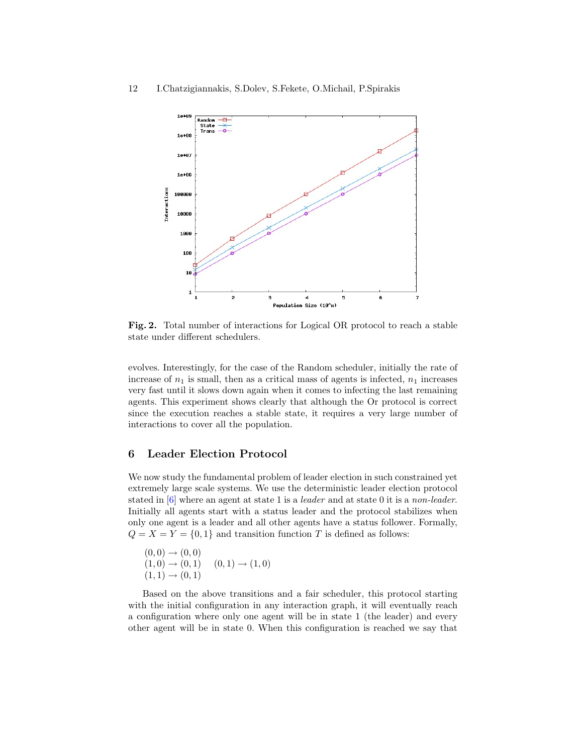**Fig. 2.** Total number of interactions for Logical OR protocol to reach a stable state under different schedulers.

evolves. Interestingly, for the case of the Random scheduler, initially the rate of increase of $n_1$ is small, then as a critical mass of agents is infected, $n_1$ increases very fast until it slows down again when it comes to infecting the last remaining agents. This experiment shows clearly that although the Or protocol is correct since the execution reaches a stable state, it requires a very large number of interactions to cover all the population.

## 6 Leader Election Protocol

We now study the fundamental problem of leader election in such constrained yet extremely large scale systems. We use the deterministic leader election protocol stated in [6] where an agent at state 1 is a *leader* and at state 0 it is a *non-leader*. Initially all agents start with a status leader and the protocol stabilizes when only one agent is a leader and all other agents have a status follower. Formally, $Q = X = Y = \{0, 1\}$ and transition function $T$ is defined as follows:

$$
\begin{array}{ll}
(0, 0) \to (0, 0) & \\
(1, 0) \to (0, 1) & (0, 1) \to (1, 0) \\
(1, 1) \to (0, 1) &
\end{array}
$$

Based on the above transitions and a fair scheduler, this protocol starting with the initial configuration in any interaction graph, it will eventually reach a configuration where only one agent will be in state 1 (the leader) and every other agent will be in state 0. When this configuration is reached we say that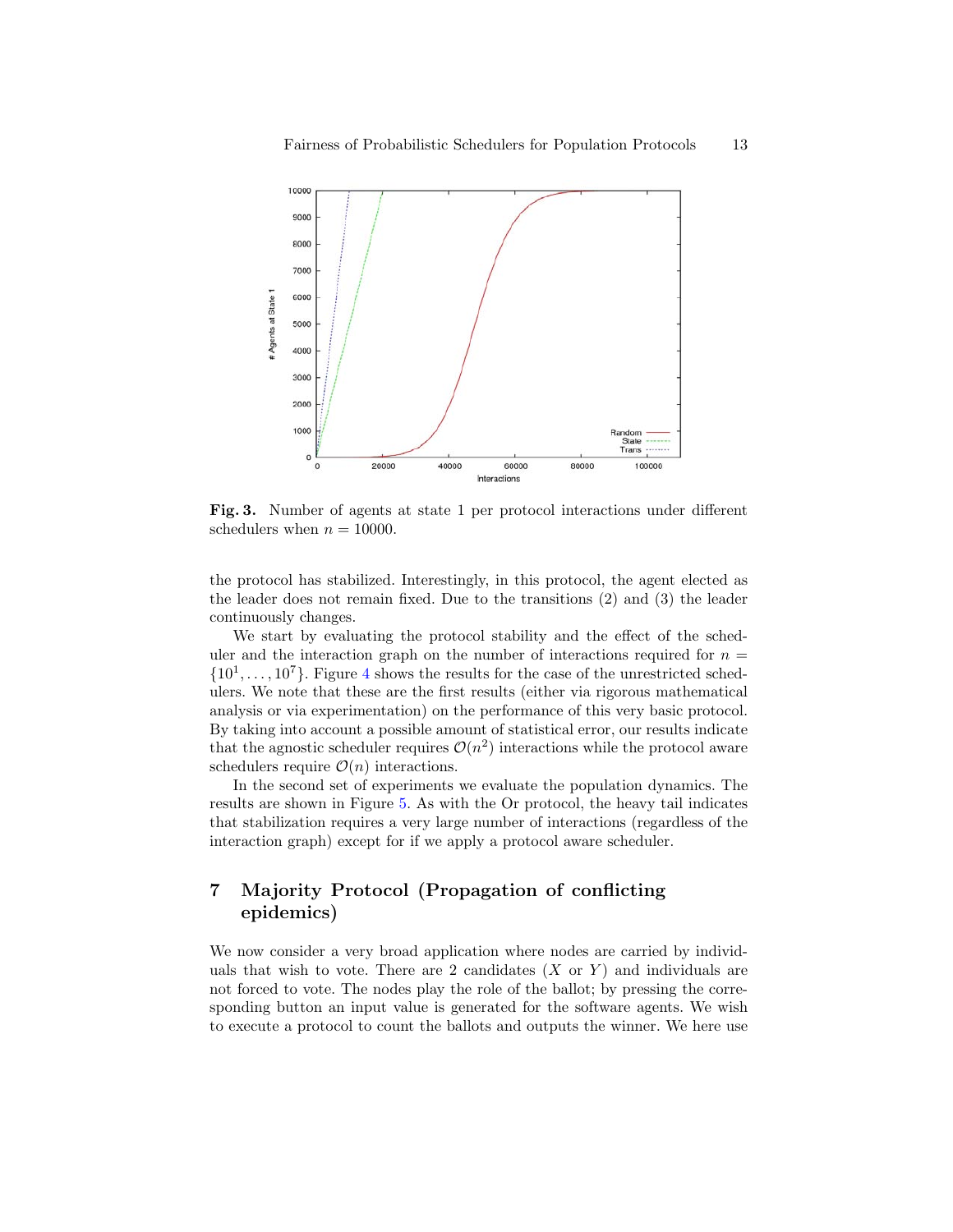**Fig. 3.** Number of agents at state 1 per protocol interactions under different schedulers when $n = 10000$.

the protocol has stabilized. Interestingly, in this protocol, the agent elected as the leader does not remain fixed. Due to the transitions (2) and (3) the leader continuously changes.

We start by evaluating the protocol stability and the effect of the scheduler and the interaction graph on the number of interactions required for $n = \{10^1, \ldots, 10^7\}$. Figure 4 shows the results for the case of the unrestricted schedulers. We note that these are the first results (either via rigorous mathematical analysis or via experimentation) on the performance of this very basic protocol. By taking into account a possible amount of statistical error, our results indicate that the agnostic scheduler requires $\mathcal{O}(n^2)$ interactions while the protocol aware schedulers require $\mathcal{O}(n)$ interactions.

In the second set of experiments we evaluate the population dynamics. The results are shown in Figure 5. As with the Or protocol, the heavy tail indicates that stabilization requires a very large number of interactions (regardless of the interaction graph) except for if we apply a protocol aware scheduler.

## 7 Majority Protocol (Propagation of conflicting epidemics)

We now consider a very broad application where nodes are carried by individuals that wish to vote. There are 2 candidates ($X$ or $Y$) and individuals are not forced to vote. The nodes play the role of the ballot; by pressing the corresponding button an input value is generated for the software agents. We wish to execute a protocol to count the ballots and outputs the winner. We here use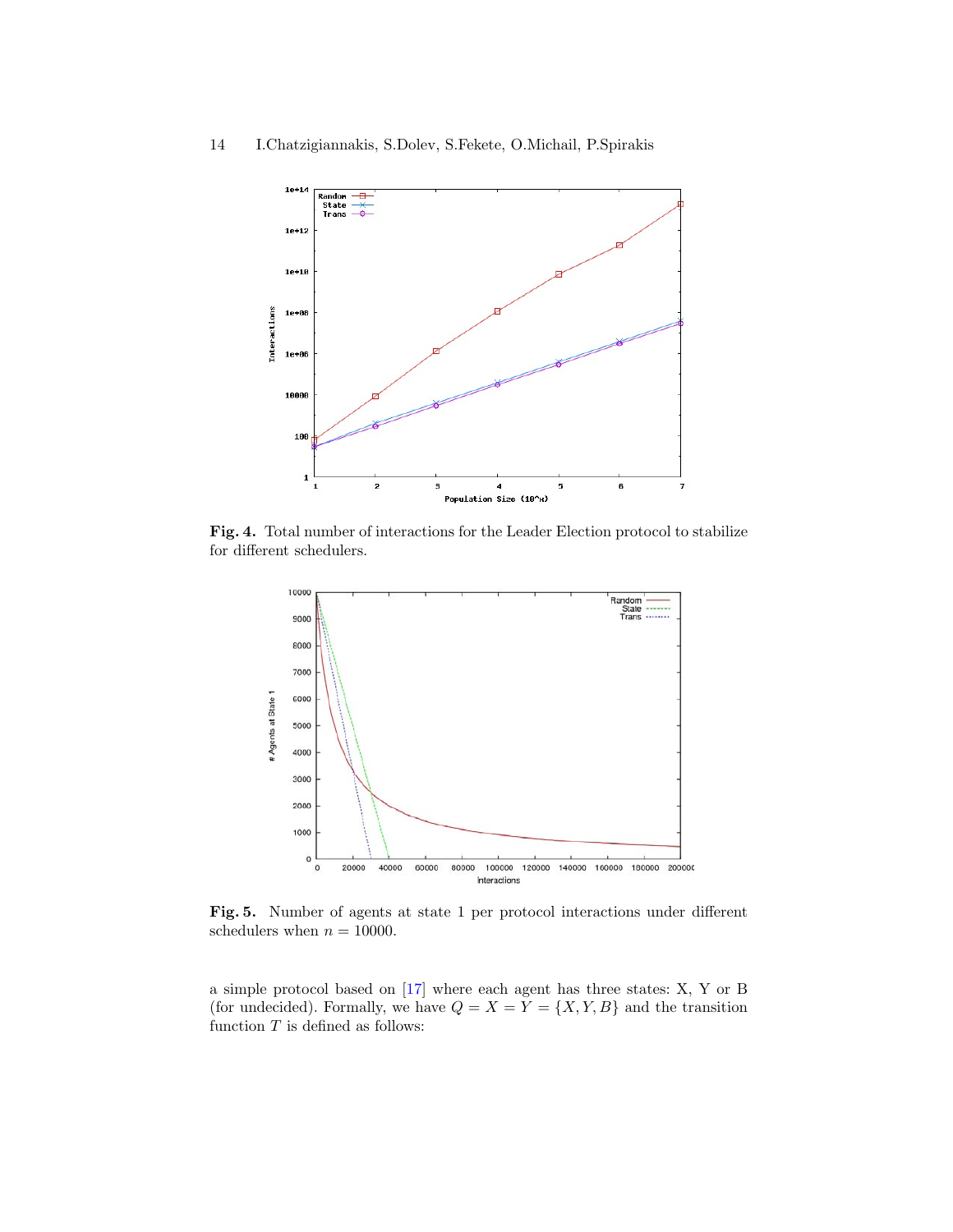**Fig. 4.** Total number of interactions for the Leader Election protocol to stabilize for different schedulers.

**Fig. 5.** Number of agents at state 1 per protocol interactions under different schedulers when $n = 10000$.

a simple protocol based on [17] where each agent has three states: X, Y or B (for undecided). Formally, we have $Q = X = Y = \{X, Y, B\}$ and the transition function $T$ is defined as follows: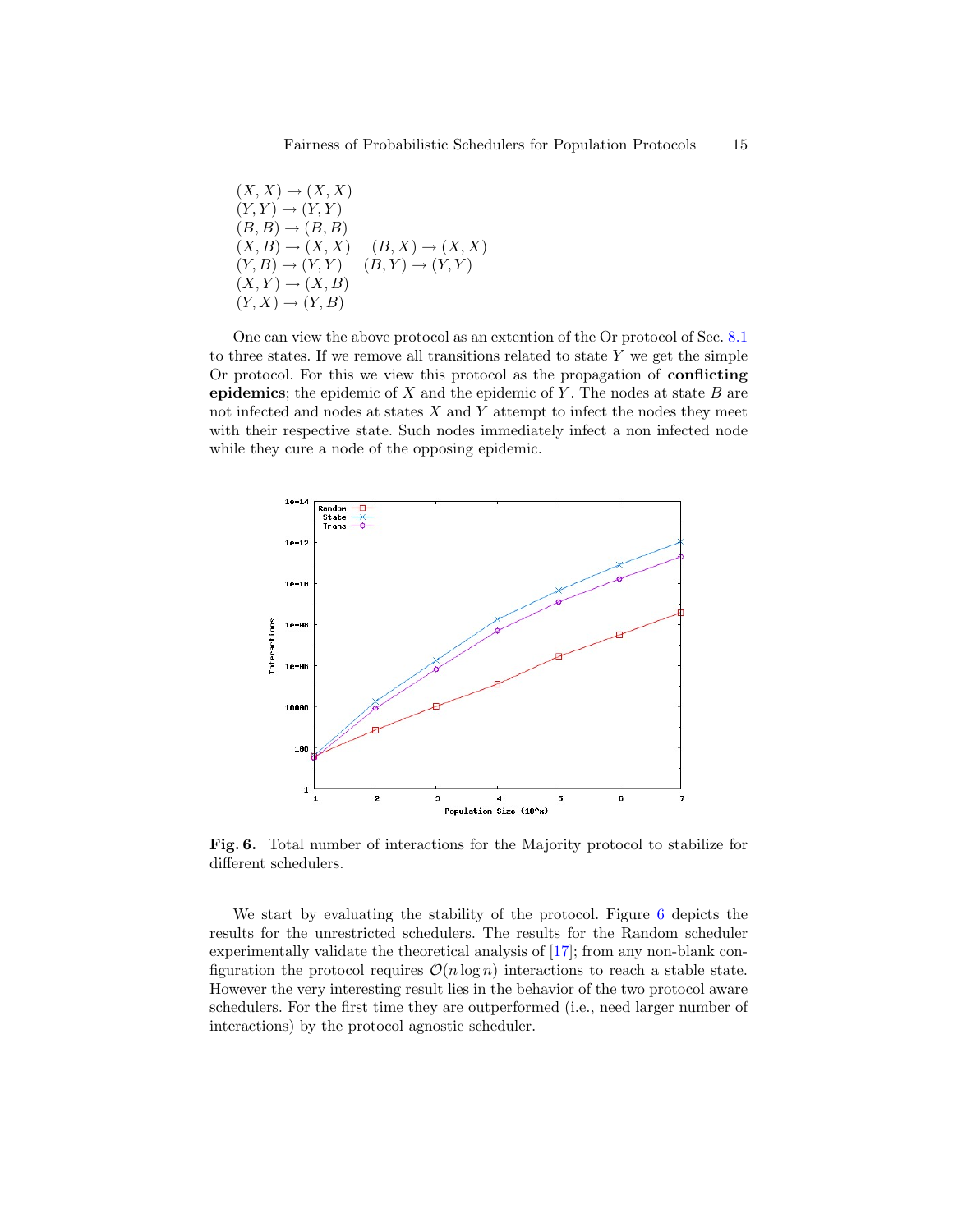$(X, X) \rightarrow (X, X)$
$(Y, Y) \rightarrow (Y, Y)$
$(B, B) \rightarrow (B, B)$
$(X, B) \rightarrow (X, X) \quad (B, X) \rightarrow (X, X)$
$(Y, B) \rightarrow (Y, Y) \quad (B, Y) \rightarrow (Y, Y)$
$(X, Y) \rightarrow (X, B)$
$(Y, X) \rightarrow (Y, B)$

One can view the above protocol as an extention of the Or protocol of Sec. 8.1 to three states. If we remove all transitions related to state $Y$ we get the simple Or protocol. For this we view this protocol as the propagation of **conflicting epidemics**; the epidemic of $X$ and the epidemic of $Y$. The nodes at state $B$ are not infected and nodes at states $X$ and $Y$ attempt to infect the nodes they meet with their respective state. Such nodes immediately infect a non infected node while they cure a node of the opposing epidemic.

**Fig. 6.** Total number of interactions for the Majority protocol to stabilize for different schedulers.

We start by evaluating the stability of the protocol. Figure 6 depicts the results for the unrestricted schedulers. The results for the Random scheduler experimentally validate the theoretical analysis of [17]; from any non-blank configuration the protocol requires $\mathcal{O}(n \log n)$ interactions to reach a stable state. However the very interesting result lies in the behavior of the two protocol aware schedulers. For the first time they are outperformed (i.e., need larger number of interactions) by the protocol agnostic scheduler.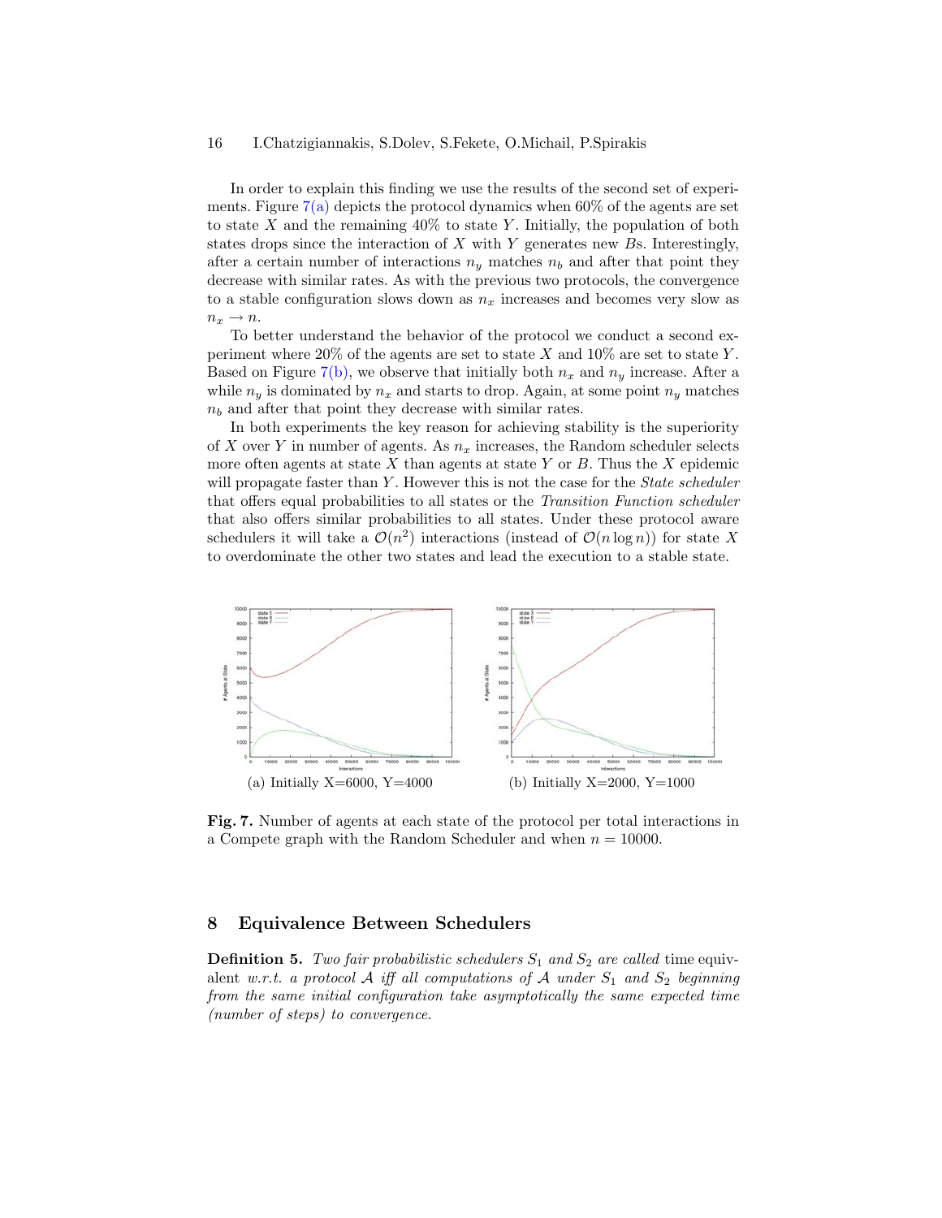In order to explain this finding we use the results of the second set of experiments. Figure 7(a) depicts the protocol dynamics when 60% of the agents are set to state $X$ and the remaining 40% to state $Y$. Initially, the population of both states drops since the interaction of $X$ with $Y$ generates new $B$s. Interestingly, after a certain number of interactions $n_y$ matches $n_b$ and after that point they decrease with similar rates. As with the previous two protocols, the convergence to a stable configuration slows down as $n_x$ increases and becomes very slow as $n_x \to n$.

To better understand the behavior of the protocol we conduct a second experiment where 20% of the agents are set to state $X$ and 10% are set to state $Y$. Based on Figure 7(b), we observe that initially both $n_x$ and $n_y$ increase. After a while $n_y$ is dominated by $n_x$ and starts to drop. Again, at some point $n_y$ matches $n_b$ and after that point they decrease with similar rates.

In both experiments the key reason for achieving stability is the superiority of $X$ over $Y$ in number of agents. As $n_x$ increases, the Random scheduler selects more often agents at state $X$ than agents at state $Y$ or $B$. Thus the $X$ epidemic will propagate faster than $Y$. However this is not the case for the *State scheduler* that offers equal probabilities to all states or the *Transition Function scheduler* that also offers similar probabilities to all states. Under these protocol aware schedulers it will take a $\mathcal{O}(n^2)$ interactions (instead of $\mathcal{O}(n \log n)$) for state $X$ to overdominate the other two states and lead the execution to a stable state.

(a) Initially X=6000, Y=4000

(b) Initially X=2000, Y=1000

**Fig. 7.** Number of agents at each state of the protocol per total interactions in a Compete graph with the Random Scheduler and when $n = 10000$.

## 8 Equivalence Between Schedulers

**Definition 5.** *Two fair probabilistic schedulers $S_1$ and $S_2$ are called* time equivalent *w.r.t. a protocol $\mathcal{A}$ iff all computations of $\mathcal{A}$ under $S_1$ and $S_2$ beginning from the same initial configuration take asymptotically the same expected time (number of steps) to convergence.*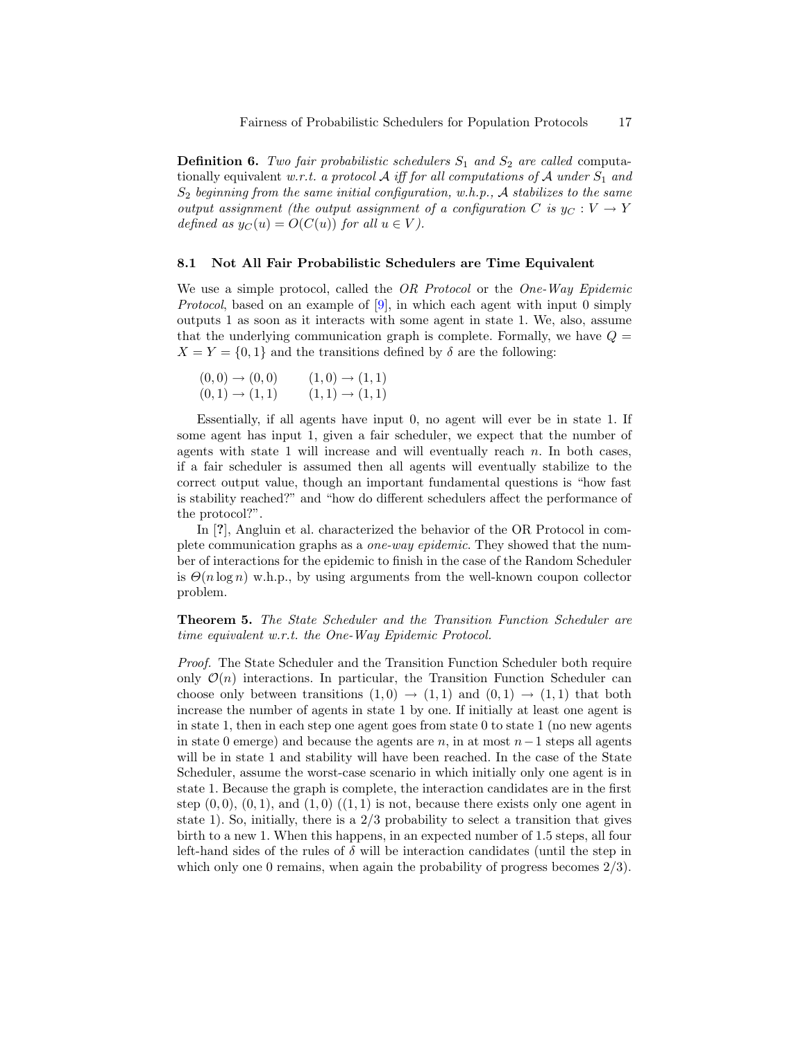**Definition 6.** *Two fair probabilistic schedulers $S_1$ and $S_2$ are called* computationally equivalent *w.r.t. a protocol $\mathcal{A}$ iff for all computations of $\mathcal{A}$ under $S_1$ and $S_2$ beginning from the same initial configuration, w.h.p., $\mathcal{A}$ stabilizes to the same output assignment (the output assignment of a configuration $C$ is $y_C : V \to Y$ defined as $y_C(u) = O(C(u))$ for all $u \in V$).*

### 8.1 Not All Fair Probabilistic Schedulers are Time Equivalent

We use a simple protocol, called the *OR Protocol* or the *One-Way Epidemic Protocol*, based on an example of [9], in which each agent with input 0 simply outputs 1 as soon as it interacts with some agent in state 1. We, also, assume that the underlying communication graph is complete. Formally, we have $Q = X = Y = \{0, 1\}$ and the transitions defined by $\delta$ are the following:

$$
\begin{array}{ll}
(0,0) \to (0,0) & \qquad (1,0) \to (1,1) \\
(0,1) \to (1,1) & \qquad (1,1) \to (1,1)
\end{array}
$$

Essentially, if all agents have input 0, no agent will ever be in state 1. If some agent has input 1, given a fair scheduler, we expect that the number of agents with state 1 will increase and will eventually reach $n$. In both cases, if a fair scheduler is assumed then all agents will eventually stabilize to the correct output value, though an important fundamental questions is "how fast is stability reached?" and "how do different schedulers affect the performance of the protocol?".

In [?], Angluin et al. characterized the behavior of the OR Protocol in complete communication graphs as a *one-way epidemic*. They showed that the number of interactions for the epidemic to finish in the case of the Random Scheduler is $\Theta(n \log n)$ w.h.p., by using arguments from the well-known coupon collector problem.

**Theorem 5.** *The State Scheduler and the Transition Function Scheduler are time equivalent w.r.t. the One-Way Epidemic Protocol.*

*Proof.* The State Scheduler and the Transition Function Scheduler both require only $\mathcal{O}(n)$ interactions. In particular, the Transition Function Scheduler can choose only between transitions $(1, 0) \to (1, 1)$ and $(0, 1) \to (1, 1)$ that both increase the number of agents in state 1 by one. If initially at least one agent is in state 1, then in each step one agent goes from state 0 to state 1 (no new agents in state 0 emerge) and because the agents are $n$, in at most $n-1$ steps all agents will be in state 1 and stability will have been reached. In the case of the State Scheduler, assume the worst-case scenario in which initially only one agent is in state 1. Because the graph is complete, the interaction candidates are in the first step $(0, 0)$, $(0, 1)$, and $(1, 0)$ ($(1, 1)$ is not, because there exists only one agent in state 1). So, initially, there is a $2/3$ probability to select a transition that gives birth to a new 1. When this happens, in an expected number of 1.5 steps, all four left-hand sides of the rules of $\delta$ will be interaction candidates (until the step in which only one 0 remains, when again the probability of progress becomes $2/3$).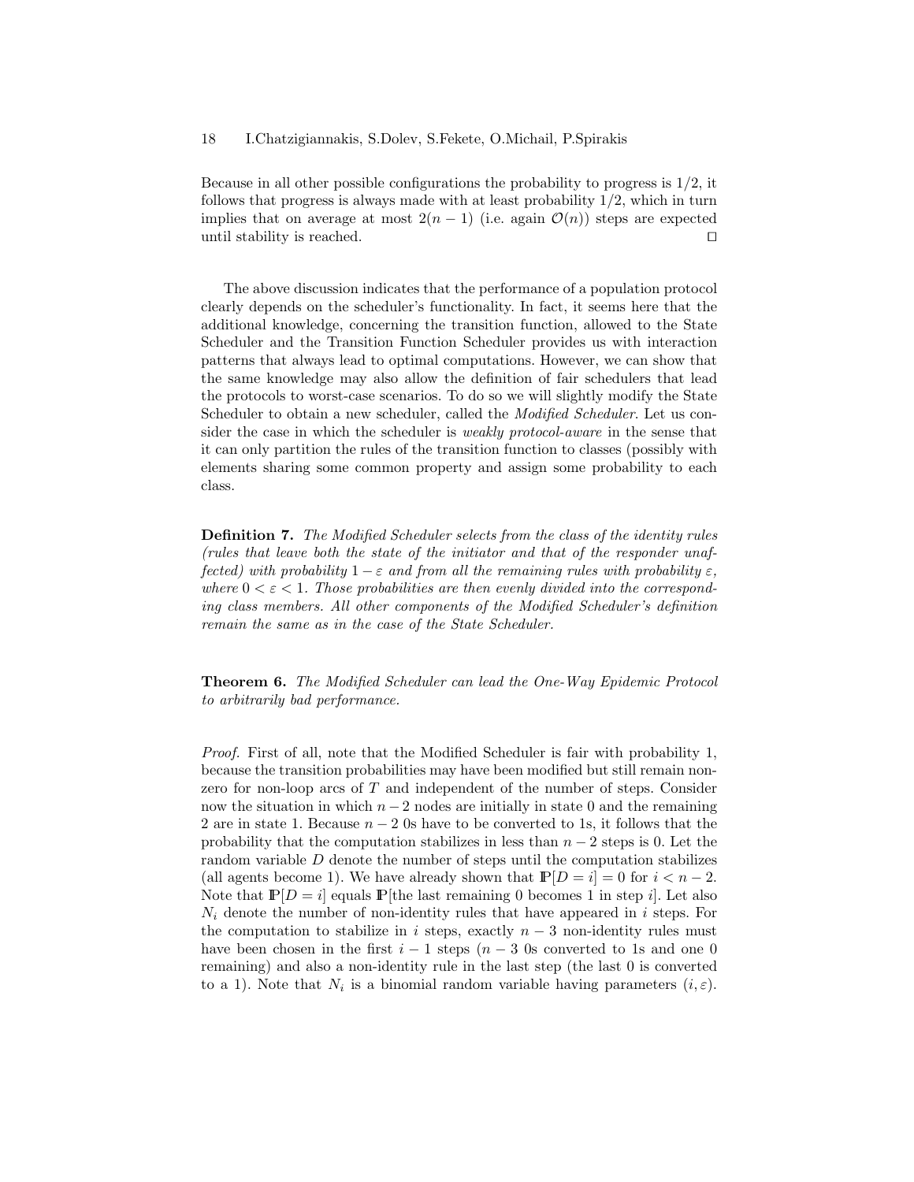Because in all other possible configurations the probability to progress is $1/2$, it follows that progress is always made with at least probability $1/2$, which in turn implies that on average at most $2(n-1)$ (i.e. again $\mathcal{O}(n)$) steps are expected until stability is reached. □

The above discussion indicates that the performance of a population protocol clearly depends on the scheduler's functionality. In fact, it seems here that the additional knowledge, concerning the transition function, allowed to the State Scheduler and the Transition Function Scheduler provides us with interaction patterns that always lead to optimal computations. However, we can show that the same knowledge may also allow the definition of fair schedulers that lead the protocols to worst-case scenarios. To do so we will slightly modify the State Scheduler to obtain a new scheduler, called the *Modified Scheduler*. Let us consider the case in which the scheduler is *weakly protocol-aware* in the sense that it can only partition the rules of the transition function to classes (possibly with elements sharing some common property and assign some probability to each class.

**Definition 7.** *The Modified Scheduler selects from the class of the identity rules (rules that leave both the state of the initiator and that of the responder unaffected) with probability $1-\varepsilon$ and from all the remaining rules with probability $\varepsilon$, where $0 < \varepsilon < 1$. Those probabilities are then evenly divided into the corresponding class members. All other components of the Modified Scheduler's definition remain the same as in the case of the State Scheduler.*

**Theorem 6.** *The Modified Scheduler can lead the One-Way Epidemic Protocol to arbitrarily bad performance.*

*Proof.* First of all, note that the Modified Scheduler is fair with probability 1, because the transition probabilities may have been modified but still remain non-zero for non-loop arcs of $T$ and independent of the number of steps. Consider now the situation in which $n-2$ nodes are initially in state 0 and the remaining 2 are in state 1. Because $n-2$ 0s have to be converted to 1s, it follows that the probability that the computation stabilizes in less than $n-2$ steps is 0. Let the random variable $D$ denote the number of steps until the computation stabilizes (all agents become 1). We have already shown that $\mathbb{P}[D = i] = 0$ for $i < n-2$. Note that $\mathbb{P}[D = i]$ equals $\mathbb{P}$[the last remaining 0 becomes 1 in step $i$]. Let also $N_i$ denote the number of non-identity rules that have appeared in $i$ steps. For the computation to stabilize in $i$ steps, exactly $n-3$ non-identity rules must have been chosen in the first $i-1$ steps ($n-3$ 0s converted to 1s and one 0 remaining) and also a non-identity rule in the last step (the last 0 is converted to a 1). Note that $N_i$ is a binomial random variable having parameters $(i, \varepsilon)$.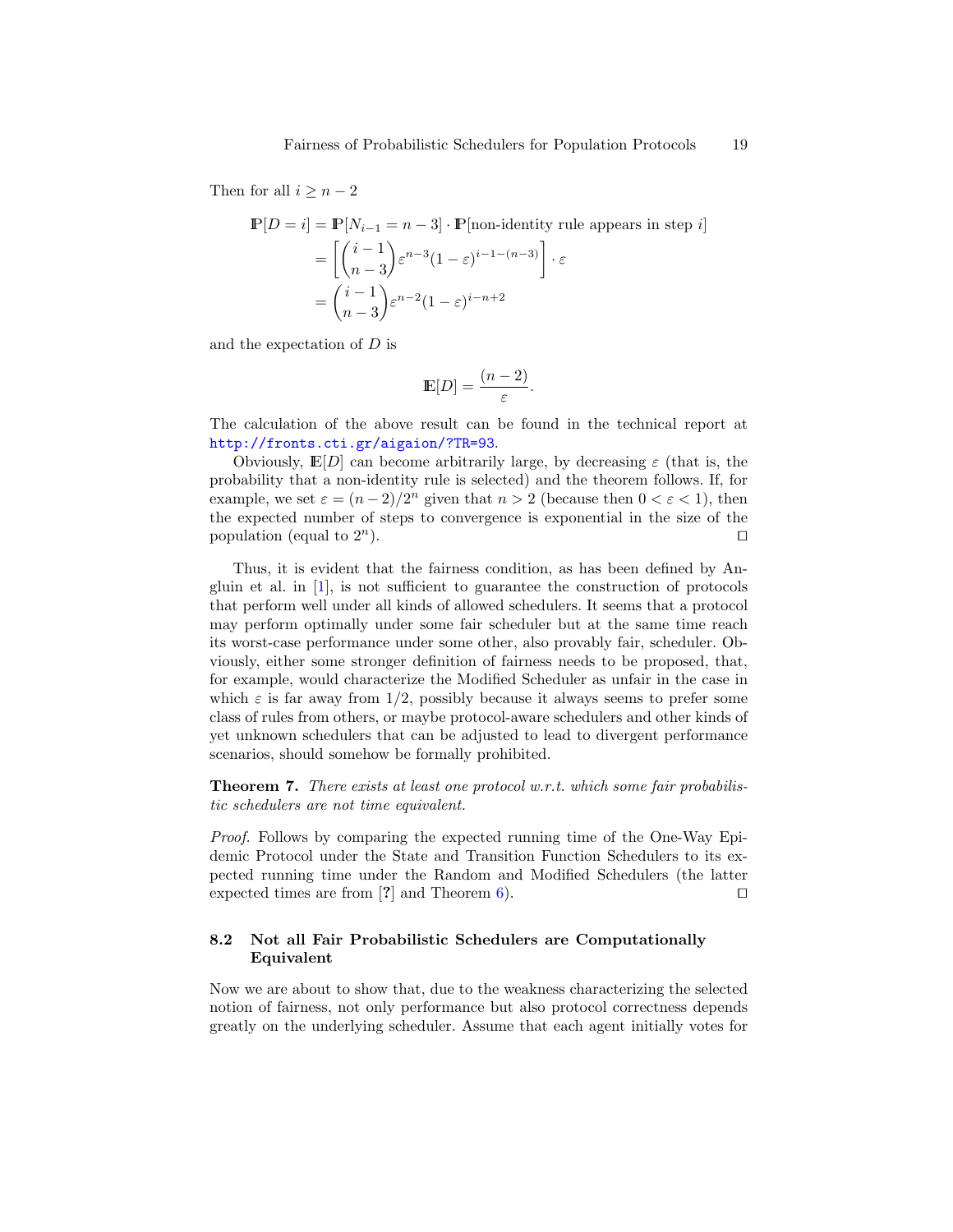Then for all $i \geq n-2$

$$
\begin{aligned}
\mathbb{P}[D = i] &= \mathbb{P}[N_{i-1} = n-3] \cdot \mathbb{P}[\text{non-identity rule appears in step } i] \\
&= \left[ \binom{i-1}{n-3} \varepsilon^{n-3} (1-\varepsilon)^{i-1-(n-3)} \right] \cdot \varepsilon \\
&= \binom{i-1}{n-3} \varepsilon^{n-2} (1-\varepsilon)^{i-n+2}
\end{aligned}
$$

and the expectation of $D$ is

$$
\mathbb{E}[D] = \frac{(n-2)}{\varepsilon}.
$$

The calculation of the above result can be found in the technical report at http://fronts.cti.gr/aigaion/?TR=93.

Obviously, $\mathbb{E}[D]$ can become arbitrarily large, by decreasing $\varepsilon$ (that is, the probability that a non-identity rule is selected) and the theorem follows. If, for example, we set $\varepsilon = (n-2)/2^n$ given that $n > 2$ (because then $0 < \varepsilon < 1$), then the expected number of steps to convergence is exponential in the size of the population (equal to $2^n$). ◻

Thus, it is evident that the fairness condition, as has been defined by Angluin et al. in [1], is not sufficient to guarantee the construction of protocols that perform well under all kinds of allowed schedulers. It seems that a protocol may perform optimally under some fair scheduler but at the same time reach its worst-case performance under some other, also provably fair, scheduler. Obviously, either some stronger definition of fairness needs to be proposed, that, for example, would characterize the Modified Scheduler as unfair in the case in which $\varepsilon$ is far away from $1/2$, possibly because it always seems to prefer some class of rules from others, or maybe protocol-aware schedulers and other kinds of yet unknown schedulers that can be adjusted to lead to divergent performance scenarios, should somehow be formally prohibited.

**Theorem 7.** *There exists at least one protocol w.r.t. which some fair probabilistic schedulers are not time equivalent.*

*Proof.* Follows by comparing the expected running time of the One-Way Epidemic Protocol under the State and Transition Function Schedulers to its expected running time under the Random and Modified Schedulers (the latter expected times are from [?] and Theorem 6). ◻

### 8.2 Not all Fair Probabilistic Schedulers are Computationally Equivalent

Now we are about to show that, due to the weakness characterizing the selected notion of fairness, not only performance but also protocol correctness depends greatly on the underlying scheduler. Assume that each agent initially votes for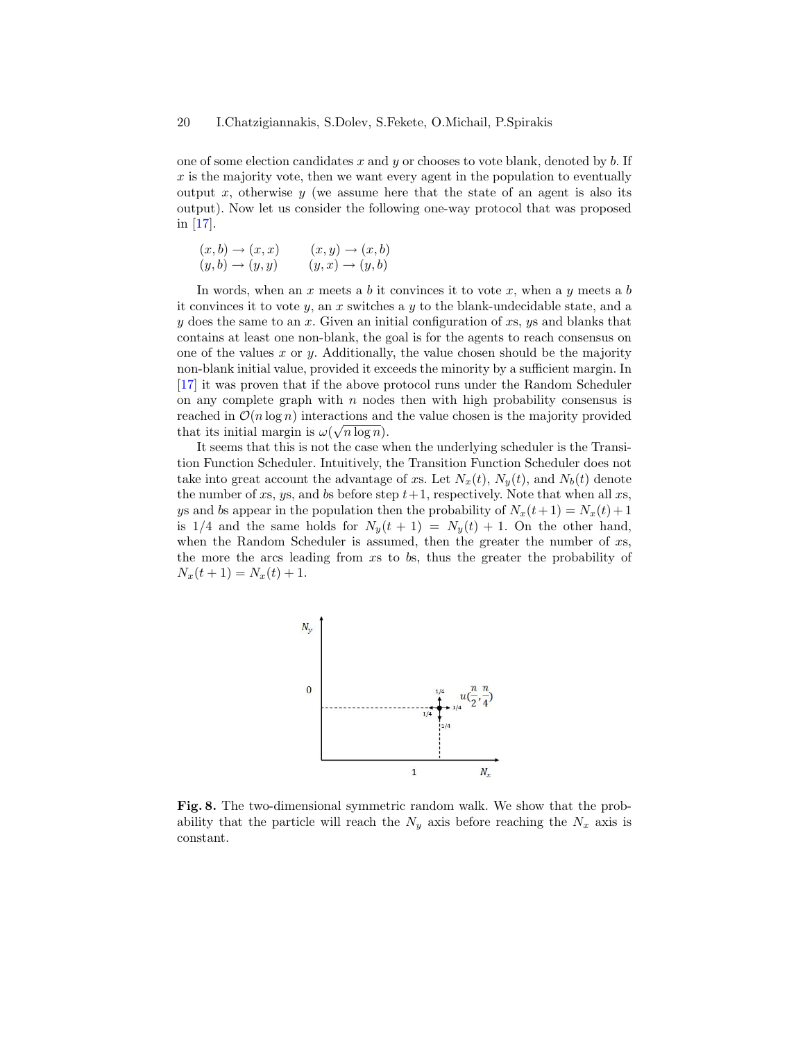one of some election candidates $x$ and $y$ or chooses to vote blank, denoted by $b$. If $x$ is the majority vote, then we want every agent in the population to eventually output $x$, otherwise $y$ (we assume here that the state of an agent is also its output). Now let us consider the following one-way protocol that was proposed in [17].

$$(x, b) \to (x, x) \qquad (x, y) \to (x, b)$$
$$(y, b) \to (y, y) \qquad (y, x) \to (y, b)$$

In words, when an $x$ meets a $b$ it convinces it to vote $x$, when a $y$ meets a $b$ it convinces it to vote $y$, an $x$ switches a $y$ to the blank-undecidable state, and a $y$ does the same to an $x$. Given an initial configuration of $x$s, $y$s and blanks that contains at least one non-blank, the goal is for the agents to reach consensus on one of the values $x$ or $y$. Additionally, the value chosen should be the majority non-blank initial value, provided it exceeds the minority by a sufficient margin. In [17] it was proven that if the above protocol runs under the Random Scheduler on any complete graph with $n$ nodes then with high probability consensus is reached in $\mathcal{O}(n \log n)$ interactions and the value chosen is the majority provided that its initial margin is $\omega(\sqrt{n \log n})$.

It seems that this is not the case when the underlying scheduler is the Transition Function Scheduler. Intuitively, the Transition Function Scheduler does not take into great account the advantage of $x$s. Let $N_x(t)$, $N_y(t)$, and $N_b(t)$ denote the number of $x$s, $y$s, and $b$s before step $t+1$, respectively. Note that when all $x$s, $y$s and $b$s appear in the population then the probability of $N_x(t+1) = N_x(t)+1$ is $1/4$ and the same holds for $N_y(t+1) = N_y(t) + 1$. On the other hand, when the Random Scheduler is assumed, then the greater the number of $x$s, the more the arcs leading from $x$s to $b$s, thus the greater the probability of $N_x(t+1) = N_x(t) + 1$.

**Fig. 8.** The two-dimensional symmetric random walk. We show that the probability that the particle will reach the $N_y$ axis before reaching the $N_x$ axis is constant.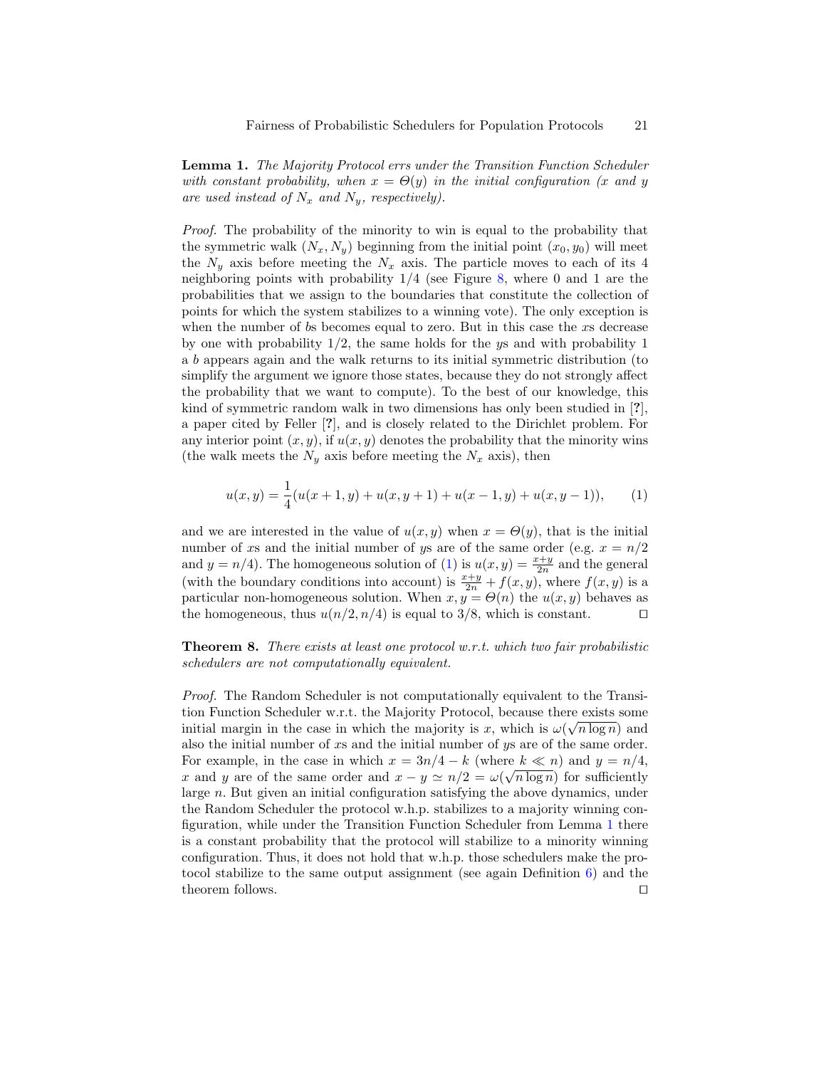**Lemma 1.** *The Majority Protocol errs under the Transition Function Scheduler with constant probability, when $x = \Theta(y)$ in the initial configuration ($x$ and $y$ are used instead of $N_x$ and $N_y$, respectively).*

*Proof.* The probability of the minority to win is equal to the probability that the symmetric walk $(N_x, N_y)$ beginning from the initial point $(x_0, y_0)$ will meet the $N_y$ axis before meeting the $N_x$ axis. The particle moves to each of its 4 neighboring points with probability $1/4$ (see Figure 8, where 0 and 1 are the probabilities that we assign to the boundaries that constitute the collection of points for which the system stabilizes to a winning vote). The only exception is when the number of $b$s becomes equal to zero. But in this case the $x$s decrease by one with probability $1/2$, the same holds for the $y$s and with probability 1 a $b$ appears again and the walk returns to its initial symmetric distribution (to simplify the argument we ignore those states, because they do not strongly affect the probability that we want to compute). To the best of our knowledge, this kind of symmetric random walk in two dimensions has only been studied in [?], a paper cited by Feller [?], and is closely related to the Dirichlet problem. For any interior point $(x, y)$, if $u(x, y)$ denotes the probability that the minority wins (the walk meets the $N_y$ axis before meeting the $N_x$ axis), then

$$u(x,y) = \frac{1}{4}(u(x+1,y) + u(x,y+1) + u(x-1,y) + u(x,y-1)), \qquad (1)$$

and we are interested in the value of $u(x, y)$ when $x = \Theta(y)$, that is the initial number of $x$s and the initial number of $y$s are of the same order (e.g. $x = n/2$ and $y = n/4$). The homogeneous solution of (1) is $u(x, y) = \frac{x+y}{2n}$ and the general (with the boundary conditions into account) is $\frac{x+y}{2n} + f(x, y)$, where $f(x, y)$ is a particular non-homogeneous solution. When $x, y = \Theta(n)$ the $u(x, y)$ behaves as the homogeneous, thus $u(n/2, n/4)$ is equal to $3/8$, which is constant. ⊓⊔

**Theorem 8.** *There exists at least one protocol w.r.t. which two fair probabilistic schedulers are not computationally equivalent.*

*Proof.* The Random Scheduler is not computationally equivalent to the Transition Function Scheduler w.r.t. the Majority Protocol, because there exists some initial margin in the case in which the majority is $x$, which is $\omega(\sqrt{n \log n})$ and also the initial number of $x$s and the initial number of $y$s are of the same order. For example, in the case in which $x = 3n/4 - k$ (where $k \ll n$) and $y = n/4$, $x$ and $y$ are of the same order and $x - y \simeq n/2 = \omega(\sqrt{n \log n})$ for sufficiently large $n$. But given an initial configuration satisfying the above dynamics, under the Random Scheduler the protocol w.h.p. stabilizes to a majority winning configuration, while under the Transition Function Scheduler from Lemma 1 there is a constant probability that the protocol will stabilize to a minority winning configuration. Thus, it does not hold that w.h.p. those schedulers make the protocol stabilize to the same output assignment (see again Definition 6) and the theorem follows. ⊓⊔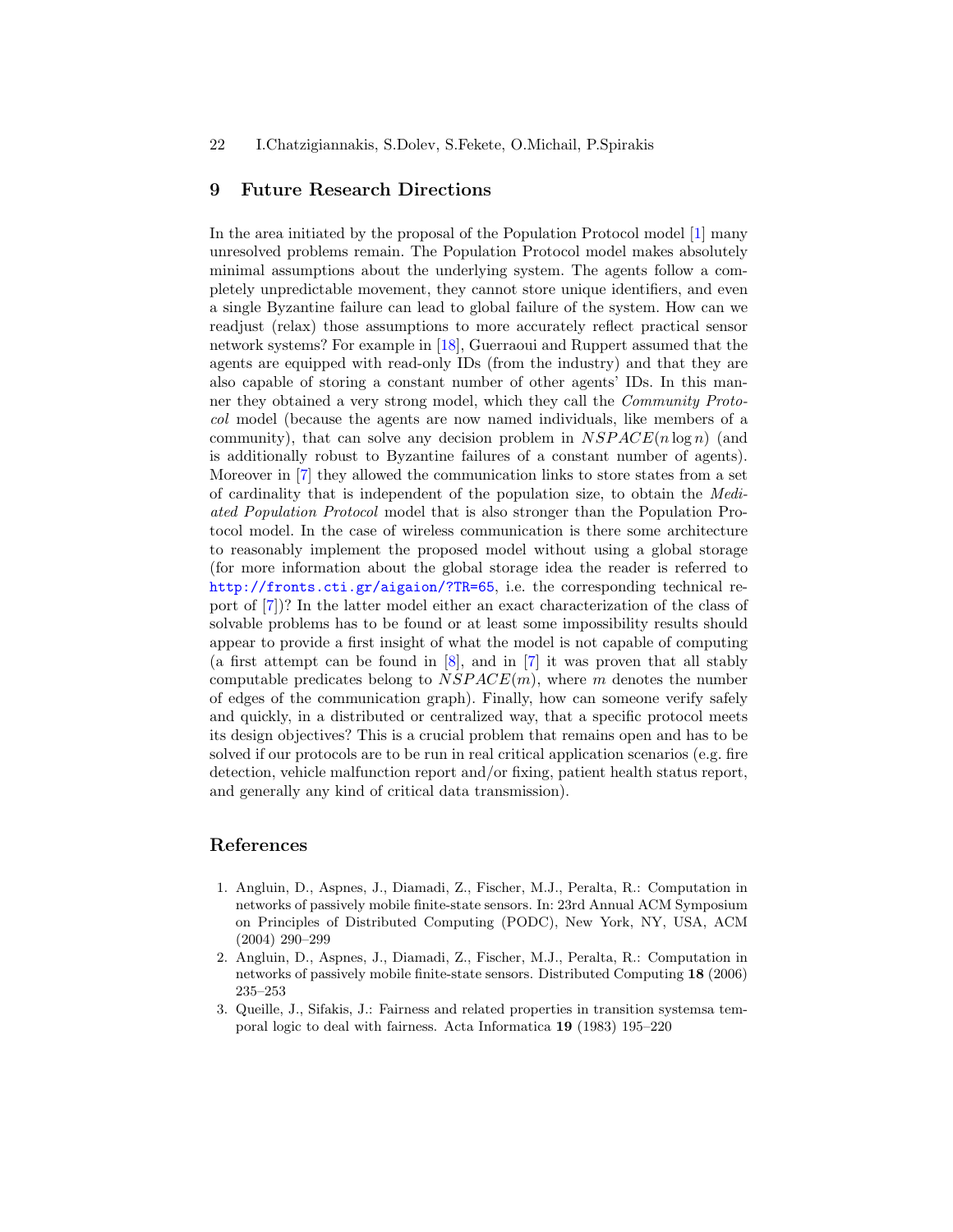## 9 Future Research Directions

In the area initiated by the proposal of the Population Protocol model [1] many unresolved problems remain. The Population Protocol model makes absolutely minimal assumptions about the underlying system. The agents follow a completely unpredictable movement, they cannot store unique identifiers, and even a single Byzantine failure can lead to global failure of the system. How can we readjust (relax) those assumptions to more accurately reflect practical sensor network systems? For example in [18], Guerraoui and Ruppert assumed that the agents are equipped with read-only IDs (from the industry) and that they are also capable of storing a constant number of other agents' IDs. In this manner they obtained a very strong model, which they call the *Community Protocol* model (because the agents are now named individuals, like members of a community), that can solve any decision problem in $NSPACE(n \log n)$ (and is additionally robust to Byzantine failures of a constant number of agents). Moreover in [7] they allowed the communication links to store states from a set of cardinality that is independent of the population size, to obtain the *Mediated Population Protocol* model that is also stronger than the Population Protocol model. In the case of wireless communication is there some architecture to reasonably implement the proposed model without using a global storage (for more information about the global storage idea the reader is referred to http://fronts.cti.gr/aigaion/?TR=65, i.e. the corresponding technical report of [7])? In the latter model either an exact characterization of the class of solvable problems has to be found or at least some impossibility results should appear to provide a first insight of what the model is not capable of computing (a first attempt can be found in [8], and in [7] it was proven that all stably computable predicates belong to $NSPACE(m)$, where $m$ denotes the number of edges of the communication graph). Finally, how can someone verify safely and quickly, in a distributed or centralized way, that a specific protocol meets its design objectives? This is a crucial problem that remains open and has to be solved if our protocols are to be run in real critical application scenarios (e.g. fire detection, vehicle malfunction report and/or fixing, patient health status report, and generally any kind of critical data transmission).

## References

1. Angluin, D., Aspnes, J., Diamadi, Z., Fischer, M.J., Peralta, R.: Computation in networks of passively mobile finite-state sensors. In: 23rd Annual ACM Symposium on Principles of Distributed Computing (PODC), New York, NY, USA, ACM (2004) 290–299
2. Angluin, D., Aspnes, J., Diamadi, Z., Fischer, M.J., Peralta, R.: Computation in networks of passively mobile finite-state sensors. Distributed Computing **18** (2006) 235–253
3. Queille, J., Sifakis, J.: Fairness and related properties in transition systemsa temporal logic to deal with fairness. Acta Informatica **19** (1983) 195–220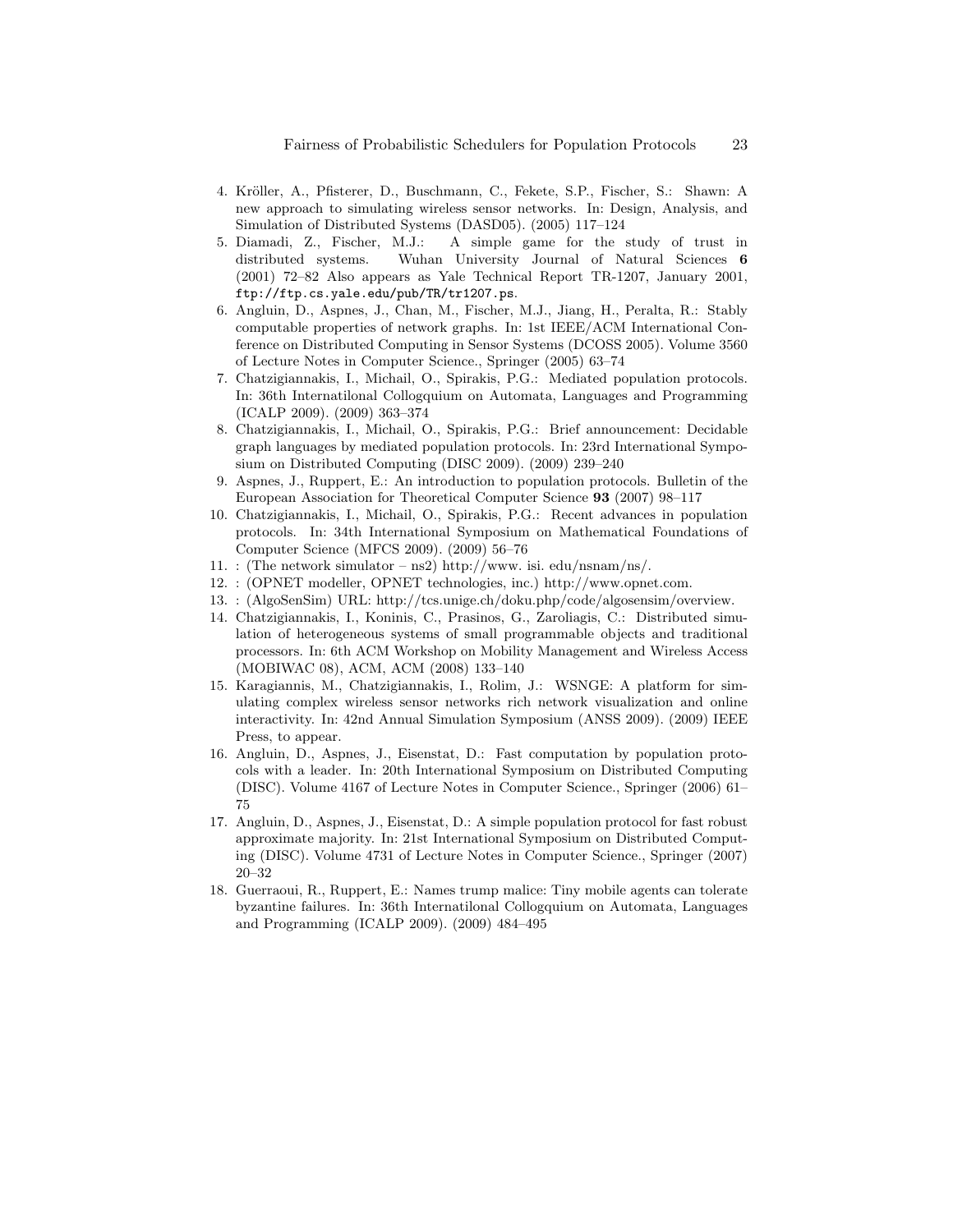4. Kröller, A., Pfisterer, D., Buschmann, C., Fekete, S.P., Fischer, S.: Shawn: A new approach to simulating wireless sensor networks. In: Design, Analysis, and Simulation of Distributed Systems (DASD05). (2005) 117–124
5. Diamadi, Z., Fischer, M.J.: A simple game for the study of trust in distributed systems. Wuhan University Journal of Natural Sciences **6** (2001) 72–82 Also appears as Yale Technical Report TR-1207, January 2001, `ftp://ftp.cs.yale.edu/pub/TR/tr1207.ps`.
6. Angluin, D., Aspnes, J., Chan, M., Fischer, M.J., Jiang, H., Peralta, R.: Stably computable properties of network graphs. In: 1st IEEE/ACM International Conference on Distributed Computing in Sensor Systems (DCOSS 2005). Volume 3560 of Lecture Notes in Computer Science., Springer (2005) 63–74
7. Chatzigiannakis, I., Michail, O., Spirakis, P.G.: Mediated population protocols. In: 36th Internatilonal Collogquium on Automata, Languages and Programming (ICALP 2009). (2009) 363–374
8. Chatzigiannakis, I., Michail, O., Spirakis, P.G.: Brief announcement: Decidable graph languages by mediated population protocols. In: 23rd International Symposium on Distributed Computing (DISC 2009). (2009) 239–240
9. Aspnes, J., Ruppert, E.: An introduction to population protocols. Bulletin of the European Association for Theoretical Computer Science **93** (2007) 98–117
10. Chatzigiannakis, I., Michail, O., Spirakis, P.G.: Recent advances in population protocols. In: 34th International Symposium on Mathematical Foundations of Computer Science (MFCS 2009). (2009) 56–76
11. : (The network simulator – ns2) http://www. isi. edu/nsnam/ns/.
12. : (OPNET modeller, OPNET technologies, inc.) http://www.opnet.com.
13. : (AlgoSenSim) URL: http://tcs.unige.ch/doku.php/code/algosensim/overview.
14. Chatzigiannakis, I., Koninis, C., Prasinos, G., Zaroliagis, C.: Distributed simulation of heterogeneous systems of small programmable objects and traditional processors. In: 6th ACM Workshop on Mobility Management and Wireless Access (MOBIWAC 08), ACM, ACM (2008) 133–140
15. Karagiannis, M., Chatzigiannakis, I., Rolim, J.: WSNGE: A platform for simulating complex wireless sensor networks rich network visualization and online interactivity. In: 42nd Annual Simulation Symposium (ANSS 2009). (2009) IEEE Press, to appear.
16. Angluin, D., Aspnes, J., Eisenstat, D.: Fast computation by population protocols with a leader. In: 20th International Symposium on Distributed Computing (DISC). Volume 4167 of Lecture Notes in Computer Science., Springer (2006) 61–75
17. Angluin, D., Aspnes, J., Eisenstat, D.: A simple population protocol for fast robust approximate majority. In: 21st International Symposium on Distributed Computing (DISC). Volume 4731 of Lecture Notes in Computer Science., Springer (2007) 20–32
18. Guerraoui, R., Ruppert, E.: Names trump malice: Tiny mobile agents can tolerate byzantine failures. In: 36th Internatilonal Collogquium on Automata, Languages and Programming (ICALP 2009). (2009) 484–495